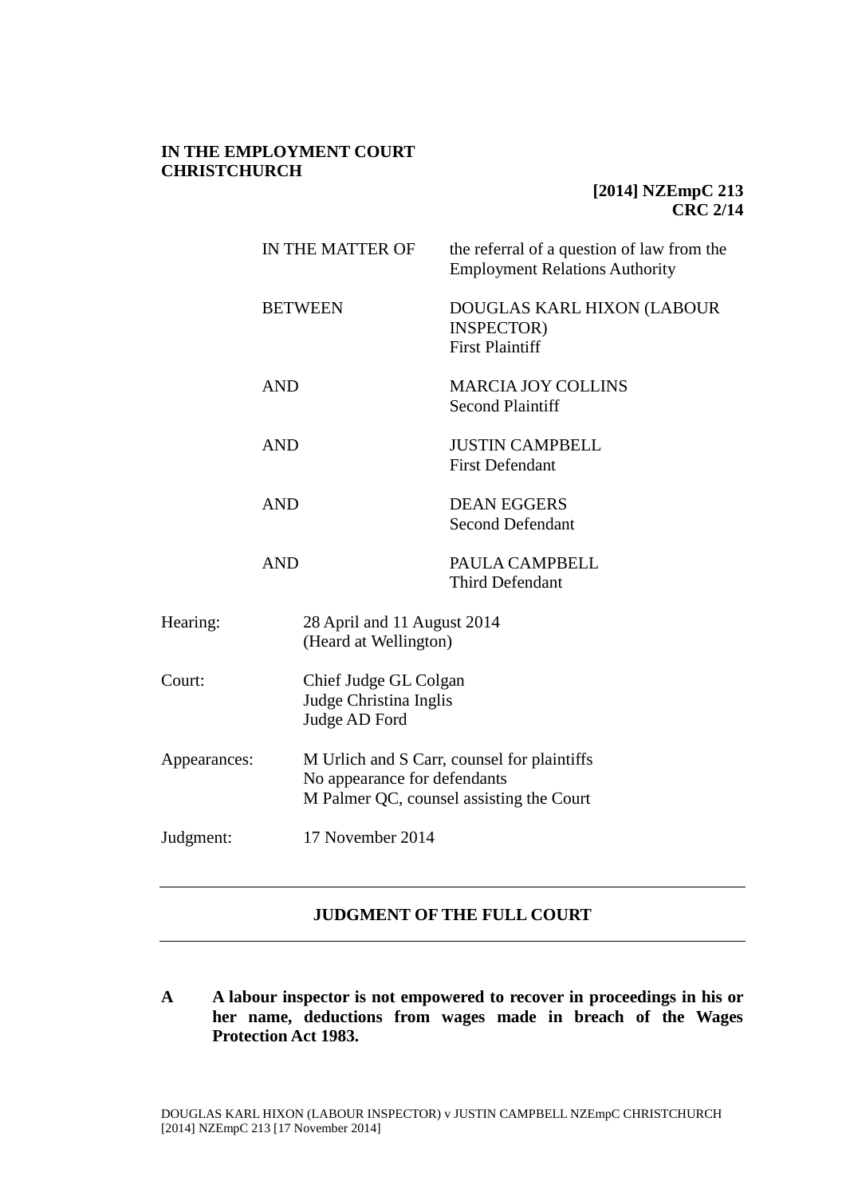**IN THE EMPLOYMENT COURT**
**CHRISTCHURCH**

**[2014] NZEmpC 213**
**CRC 2/14**

| | |
|---|---|
| IN THE MATTER OF | the referral of a question of law from the Employment Relations Authority |
| BETWEEN | DOUGLAS KARL HIXON (LABOUR INSPECTOR)<br>First Plaintiff |
| AND | MARCIA JOY COLLINS<br>Second Plaintiff |
| AND | JUSTIN CAMPBELL<br>First Defendant |
| AND | DEAN EGGERS<br>Second Defendant |
| AND | PAULA CAMPBELL<br>Third Defendant |

| | |
|---|---|
| Hearing: | 28 April and 11 August 2014<br>(Heard at Wellington) |
| Court: | Chief Judge GL Colgan<br>Judge Christina Inglis<br>Judge AD Ford |
| Appearances: | M Urlich and S Carr, counsel for plaintiffs<br>No appearance for defendants<br>M Palmer QC, counsel assisting the Court |
| Judgment: | 17 November 2014 |

---

**JUDGMENT OF THE FULL COURT**

---

**A A labour inspector is not empowered to recover in proceedings in his or her name, deductions from wages made in breach of the Wages Protection Act 1983.**

DOUGLAS KARL HIXON (LABOUR INSPECTOR) v JUSTIN CAMPBELL NZEmpC CHRISTCHURCH [2014] NZEmpC 213 [17 November 2014]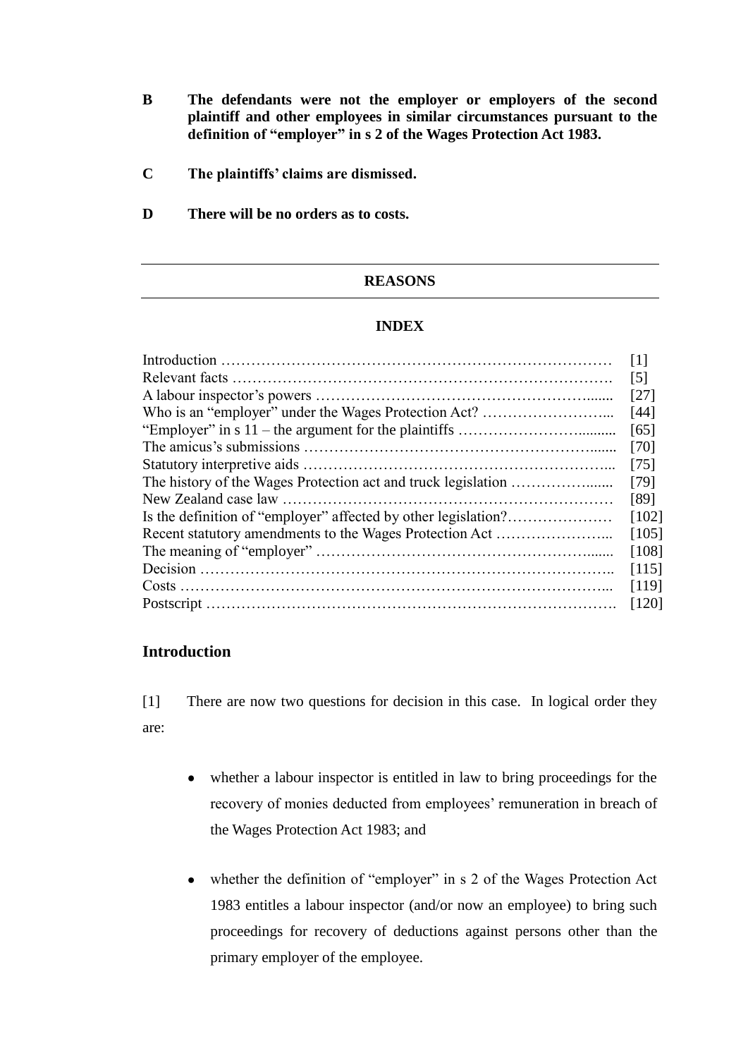**B The defendants were not the employer or employers of the second plaintiff and other employees in similar circumstances pursuant to the definition of "employer" in s 2 of the Wages Protection Act 1983.**

**C The plaintiffs' claims are dismissed.**

**D There will be no orders as to costs.**

---

## REASONS

---

### INDEX

| | |
|---|---|
| Introduction | [1] |
| Relevant facts | [5] |
| A labour inspector's powers | [27] |
| Who is an "employer" under the Wages Protection Act? | [44] |
| "Employer" in s 11 – the argument for the plaintiffs | [65] |
| The amicus's submissions | [70] |
| Statutory interpretive aids | [75] |
| The history of the Wages Protection act and truck legislation | [79] |
| New Zealand case law | [89] |
| Is the definition of "employer" affected by other legislation? | [102] |
| Recent statutory amendments to the Wages Protection Act | [105] |
| The meaning of "employer" | [108] |
| Decision | [115] |
| Costs | [119] |
| Postscript | [120] |

## Introduction

[1] There are now two questions for decision in this case. In logical order they are:

- whether a labour inspector is entitled in law to bring proceedings for the recovery of monies deducted from employees' remuneration in breach of the Wages Protection Act 1983; and

- whether the definition of "employer" in s 2 of the Wages Protection Act 1983 entitles a labour inspector (and/or now an employee) to bring such proceedings for recovery of deductions against persons other than the primary employer of the employee.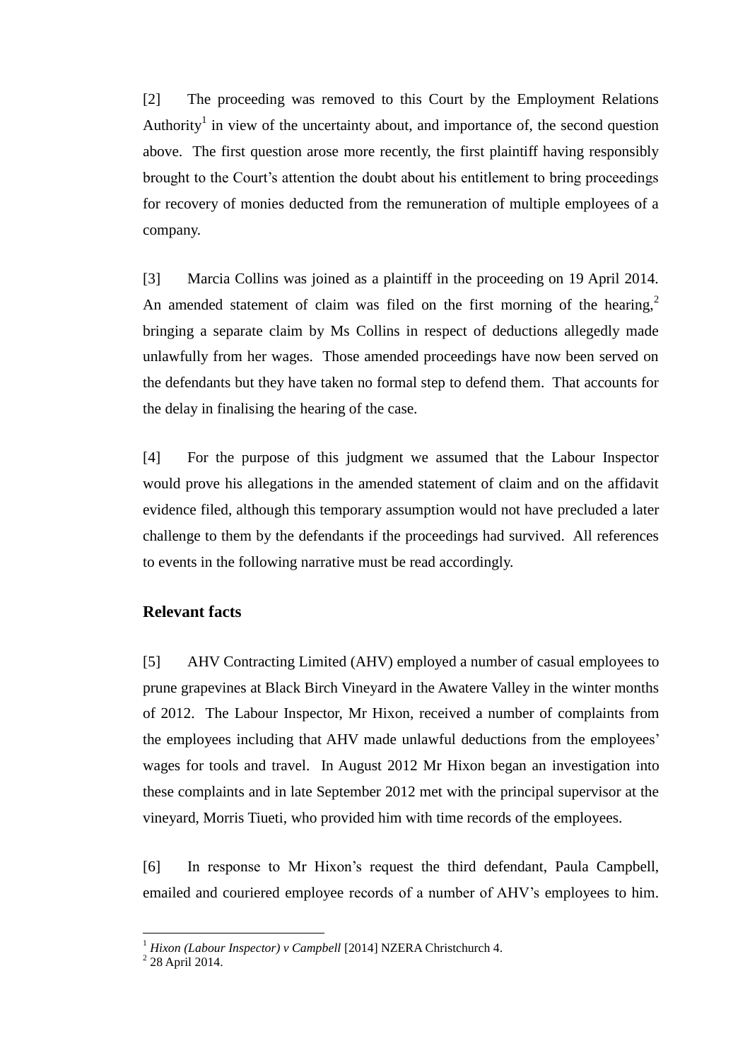[2] The proceeding was removed to this Court by the Employment Relations Authority[1] in view of the uncertainty about, and importance of, the second question above. The first question arose more recently, the first plaintiff having responsibly brought to the Court's attention the doubt about his entitlement to bring proceedings for recovery of monies deducted from the remuneration of multiple employees of a company.

[3] Marcia Collins was joined as a plaintiff in the proceeding on 19 April 2014. An amended statement of claim was filed on the first morning of the hearing,[2] bringing a separate claim by Ms Collins in respect of deductions allegedly made unlawfully from her wages. Those amended proceedings have now been served on the defendants but they have taken no formal step to defend them. That accounts for the delay in finalising the hearing of the case.

[4] For the purpose of this judgment we assumed that the Labour Inspector would prove his allegations in the amended statement of claim and on the affidavit evidence filed, although this temporary assumption would not have precluded a later challenge to them by the defendants if the proceedings had survived. All references to events in the following narrative must be read accordingly.

## Relevant facts

[5] AHV Contracting Limited (AHV) employed a number of casual employees to prune grapevines at Black Birch Vineyard in the Awatere Valley in the winter months of 2012. The Labour Inspector, Mr Hixon, received a number of complaints from the employees including that AHV made unlawful deductions from the employees' wages for tools and travel. In August 2012 Mr Hixon began an investigation into these complaints and in late September 2012 met with the principal supervisor at the vineyard, Morris Tiueti, who provided him with time records of the employees.

[6] In response to Mr Hixon's request the third defendant, Paula Campbell, emailed and couriered employee records of a number of AHV's employees to him.

---

[1] *Hixon (Labour Inspector) v Campbell* [2014] NZERA Christchurch 4.

[2] 28 April 2014.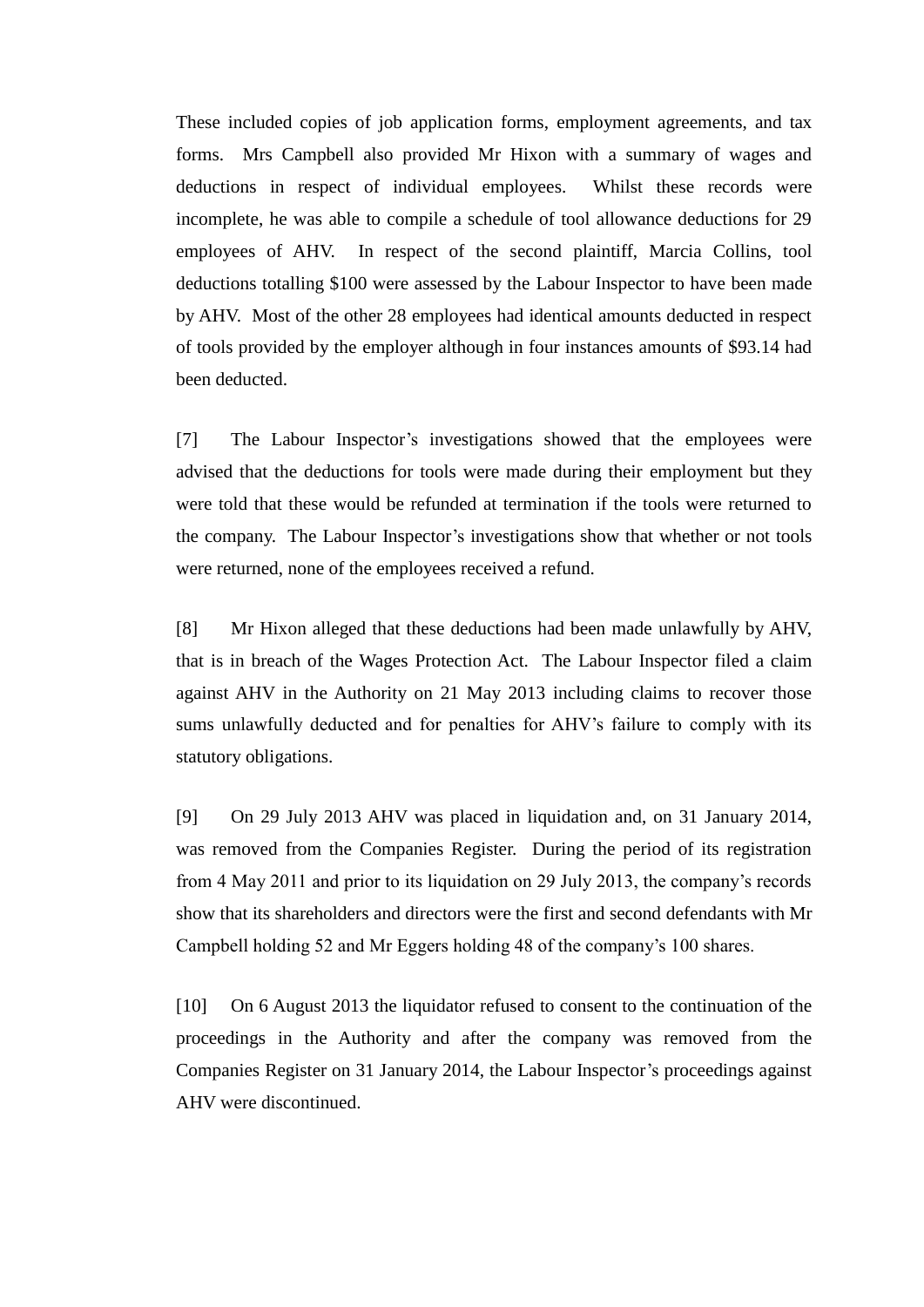These included copies of job application forms, employment agreements, and tax forms. Mrs Campbell also provided Mr Hixon with a summary of wages and deductions in respect of individual employees. Whilst these records were incomplete, he was able to compile a schedule of tool allowance deductions for 29 employees of AHV. In respect of the second plaintiff, Marcia Collins, tool deductions totalling $100 were assessed by the Labour Inspector to have been made by AHV. Most of the other 28 employees had identical amounts deducted in respect of tools provided by the employer although in four instances amounts of $93.14 had been deducted.

[7] The Labour Inspector's investigations showed that the employees were advised that the deductions for tools were made during their employment but they were told that these would be refunded at termination if the tools were returned to the company. The Labour Inspector's investigations show that whether or not tools were returned, none of the employees received a refund.

[8] Mr Hixon alleged that these deductions had been made unlawfully by AHV, that is in breach of the Wages Protection Act. The Labour Inspector filed a claim against AHV in the Authority on 21 May 2013 including claims to recover those sums unlawfully deducted and for penalties for AHV's failure to comply with its statutory obligations.

[9] On 29 July 2013 AHV was placed in liquidation and, on 31 January 2014, was removed from the Companies Register. During the period of its registration from 4 May 2011 and prior to its liquidation on 29 July 2013, the company's records show that its shareholders and directors were the first and second defendants with Mr Campbell holding 52 and Mr Eggers holding 48 of the company's 100 shares.

[10] On 6 August 2013 the liquidator refused to consent to the continuation of the proceedings in the Authority and after the company was removed from the Companies Register on 31 January 2014, the Labour Inspector's proceedings against AHV were discontinued.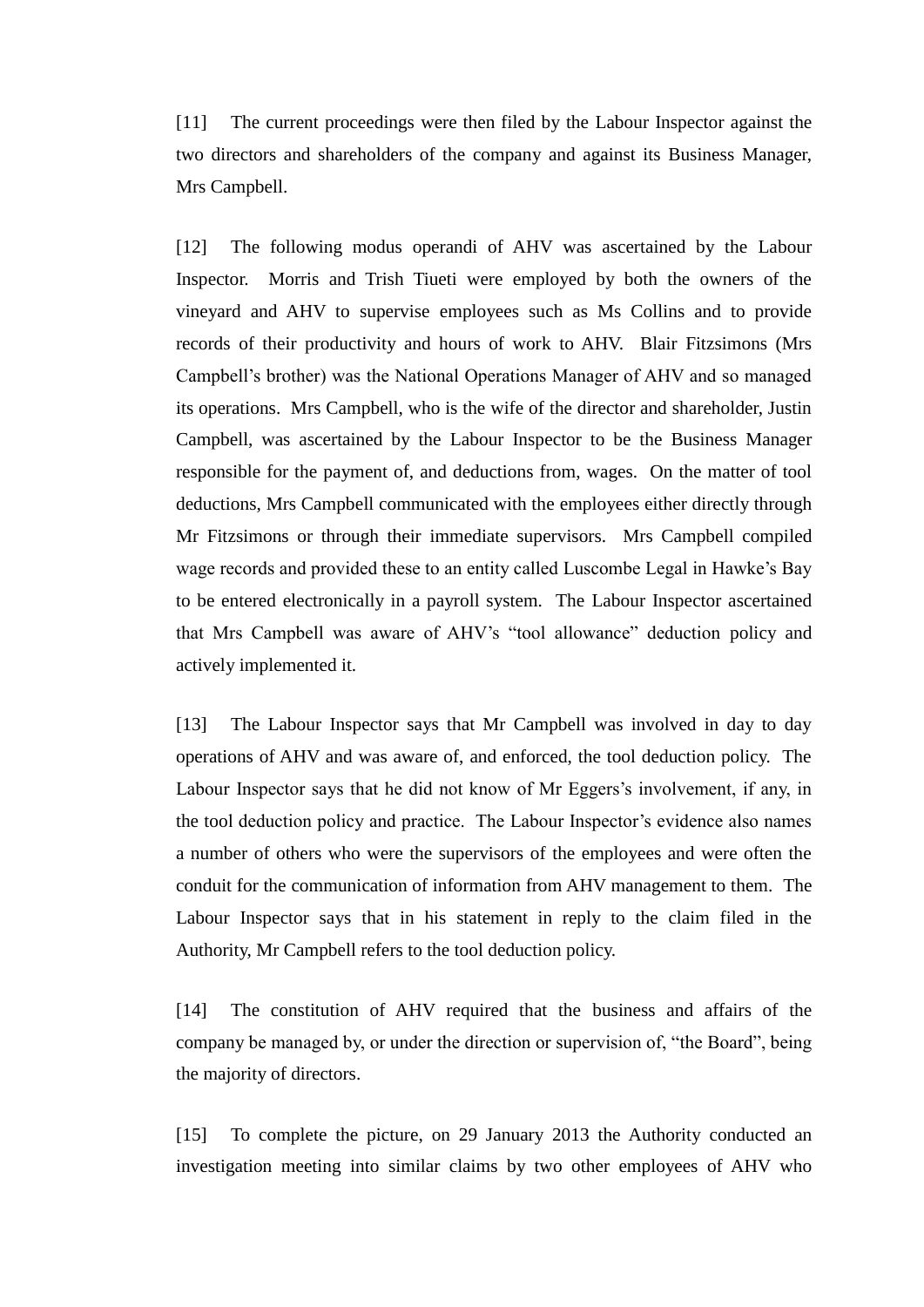[11] The current proceedings were then filed by the Labour Inspector against the two directors and shareholders of the company and against its Business Manager, Mrs Campbell.

[12] The following modus operandi of AHV was ascertained by the Labour Inspector. Morris and Trish Tiueti were employed by both the owners of the vineyard and AHV to supervise employees such as Ms Collins and to provide records of their productivity and hours of work to AHV. Blair Fitzsimons (Mrs Campbell's brother) was the National Operations Manager of AHV and so managed its operations. Mrs Campbell, who is the wife of the director and shareholder, Justin Campbell, was ascertained by the Labour Inspector to be the Business Manager responsible for the payment of, and deductions from, wages. On the matter of tool deductions, Mrs Campbell communicated with the employees either directly through Mr Fitzsimons or through their immediate supervisors. Mrs Campbell compiled wage records and provided these to an entity called Luscombe Legal in Hawke's Bay to be entered electronically in a payroll system. The Labour Inspector ascertained that Mrs Campbell was aware of AHV's "tool allowance" deduction policy and actively implemented it.

[13] The Labour Inspector says that Mr Campbell was involved in day to day operations of AHV and was aware of, and enforced, the tool deduction policy. The Labour Inspector says that he did not know of Mr Eggers's involvement, if any, in the tool deduction policy and practice. The Labour Inspector's evidence also names a number of others who were the supervisors of the employees and were often the conduit for the communication of information from AHV management to them. The Labour Inspector says that in his statement in reply to the claim filed in the Authority, Mr Campbell refers to the tool deduction policy.

[14] The constitution of AHV required that the business and affairs of the company be managed by, or under the direction or supervision of, "the Board", being the majority of directors.

[15] To complete the picture, on 29 January 2013 the Authority conducted an investigation meeting into similar claims by two other employees of AHV who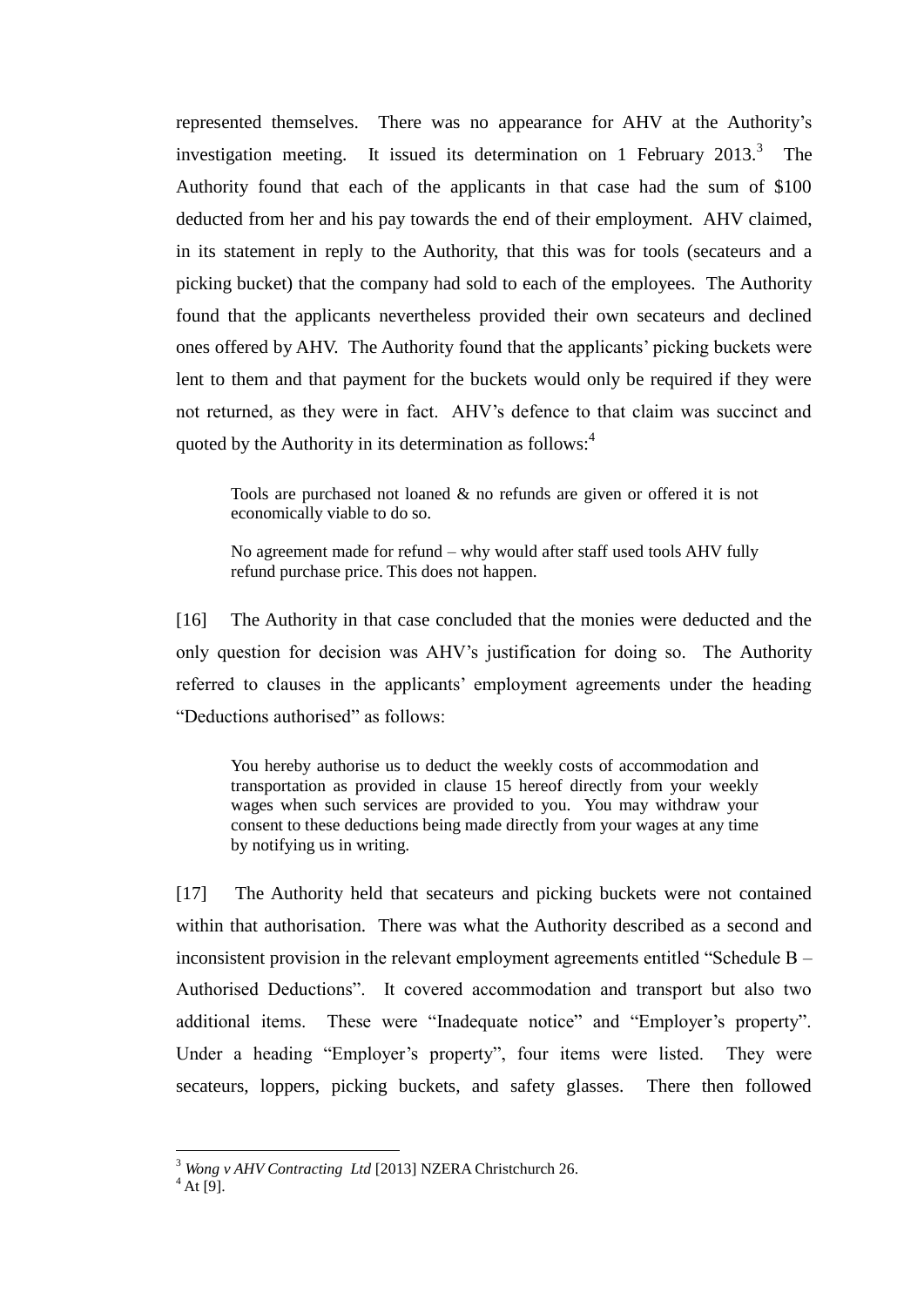represented themselves. There was no appearance for AHV at the Authority's investigation meeting. It issued its determination on 1 February 2013.[3] The Authority found that each of the applicants in that case had the sum of $100 deducted from her and his pay towards the end of their employment. AHV claimed, in its statement in reply to the Authority, that this was for tools (secateurs and a picking bucket) that the company had sold to each of the employees. The Authority found that the applicants nevertheless provided their own secateurs and declined ones offered by AHV. The Authority found that the applicants' picking buckets were lent to them and that payment for the buckets would only be required if they were not returned, as they were in fact. AHV's defence to that claim was succinct and quoted by the Authority in its determination as follows:[4]

> Tools are purchased not loaned & no refunds are given or offered it is not economically viable to do so.
>
> No agreement made for refund – why would after staff used tools AHV fully refund purchase price. This does not happen.

[16] The Authority in that case concluded that the monies were deducted and the only question for decision was AHV's justification for doing so. The Authority referred to clauses in the applicants' employment agreements under the heading "Deductions authorised" as follows:

> You hereby authorise us to deduct the weekly costs of accommodation and transportation as provided in clause 15 hereof directly from your weekly wages when such services are provided to you. You may withdraw your consent to these deductions being made directly from your wages at any time by notifying us in writing.

[17] The Authority held that secateurs and picking buckets were not contained within that authorisation. There was what the Authority described as a second and inconsistent provision in the relevant employment agreements entitled "Schedule B – Authorised Deductions". It covered accommodation and transport but also two additional items. These were "Inadequate notice" and "Employer's property". Under a heading "Employer's property", four items were listed. They were secateurs, loppers, picking buckets, and safety glasses. There then followed

---

[3] *Wong v AHV Contracting Ltd* [2013] NZERA Christchurch 26.

[4] At [9].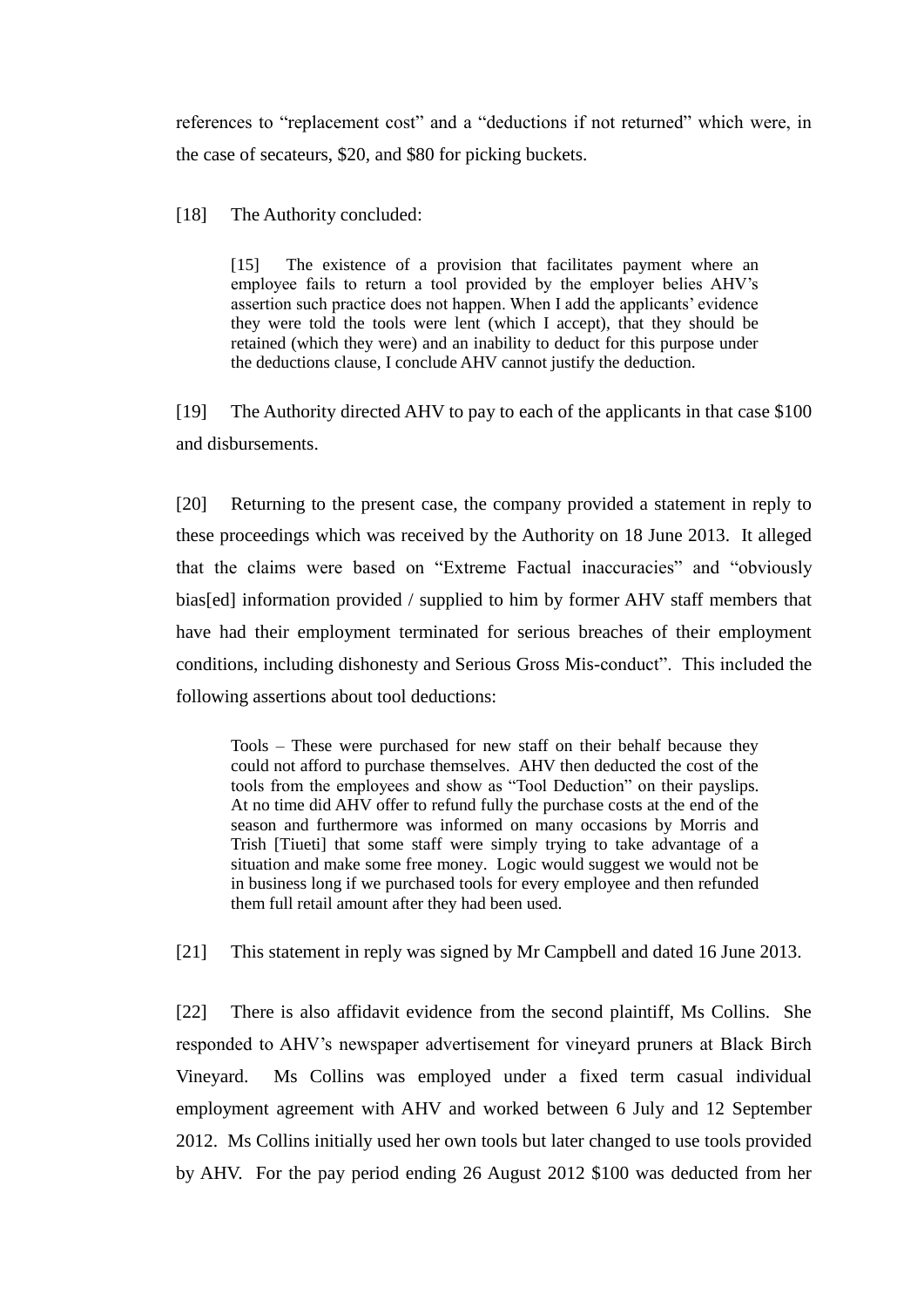references to "replacement cost" and a "deductions if not returned" which were, in the case of secateurs, $20, and $80 for picking buckets.

[18] The Authority concluded:

> [15] The existence of a provision that facilitates payment where an employee fails to return a tool provided by the employer belies AHV's assertion such practice does not happen. When I add the applicants' evidence they were told the tools were lent (which I accept), that they should be retained (which they were) and an inability to deduct for this purpose under the deductions clause, I conclude AHV cannot justify the deduction.

[19] The Authority directed AHV to pay to each of the applicants in that case $100 and disbursements.

[20] Returning to the present case, the company provided a statement in reply to these proceedings which was received by the Authority on 18 June 2013. It alleged that the claims were based on "Extreme Factual inaccuracies" and "obviously bias[ed] information provided / supplied to him by former AHV staff members that have had their employment terminated for serious breaches of their employment conditions, including dishonesty and Serious Gross Mis-conduct". This included the following assertions about tool deductions:

> Tools – These were purchased for new staff on their behalf because they could not afford to purchase themselves. AHV then deducted the cost of the tools from the employees and show as "Tool Deduction" on their payslips. At no time did AHV offer to refund fully the purchase costs at the end of the season and furthermore was informed on many occasions by Morris and Trish [Tiueti] that some staff were simply trying to take advantage of a situation and make some free money. Logic would suggest we would not be in business long if we purchased tools for every employee and then refunded them full retail amount after they had been used.

[21] This statement in reply was signed by Mr Campbell and dated 16 June 2013.

[22] There is also affidavit evidence from the second plaintiff, Ms Collins. She responded to AHV's newspaper advertisement for vineyard pruners at Black Birch Vineyard. Ms Collins was employed under a fixed term casual individual employment agreement with AHV and worked between 6 July and 12 September 2012. Ms Collins initially used her own tools but later changed to use tools provided by AHV. For the pay period ending 26 August 2012 $100 was deducted from her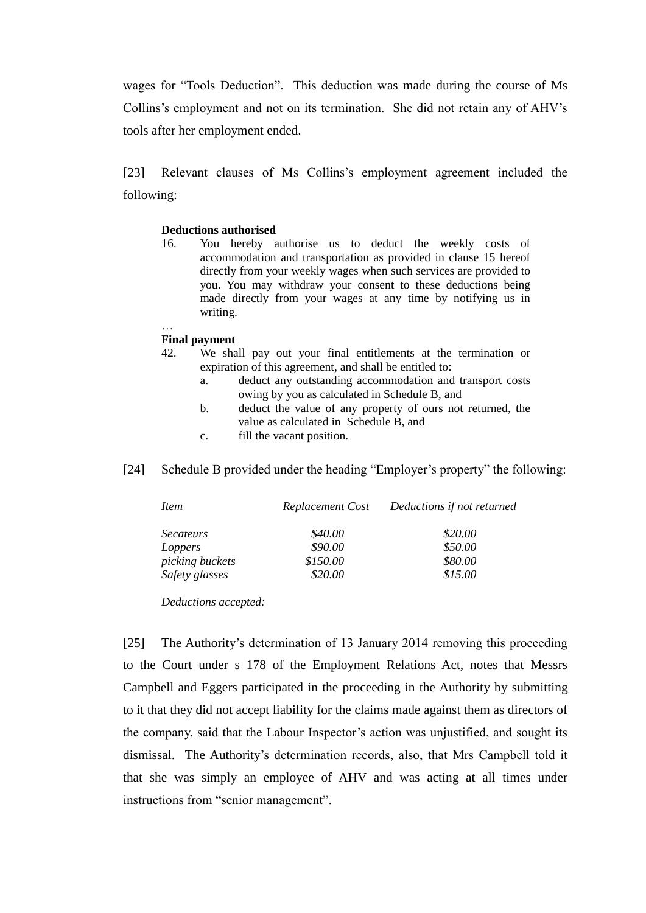wages for "Tools Deduction". This deduction was made during the course of Ms Collins's employment and not on its termination. She did not retain any of AHV's tools after her employment ended.

[23] Relevant clauses of Ms Collins's employment agreement included the following:

> **Deductions authorised**
>
> 16. You hereby authorise us to deduct the weekly costs of accommodation and transportation as provided in clause 15 hereof directly from your weekly wages when such services are provided to you. You may withdraw your consent to these deductions being made directly from your wages at any time by notifying us in writing.
>
> …
>
> **Final payment**
>
> 42. We shall pay out your final entitlements at the termination or expiration of this agreement, and shall be entitled to:
>     a. deduct any outstanding accommodation and transport costs owing by you as calculated in Schedule B, and
>     b. deduct the value of any property of ours not returned, the value as calculated in Schedule B, and
>     c. fill the vacant position.

[24] Schedule B provided under the heading "Employer's property" the following:

| *Item* | *Replacement Cost* | *Deductions if not returned* |
|---|---|---|
| *Secateurs* | *$40.00* | *$20.00* |
| *Loppers* | *$90.00* | *$50.00* |
| *picking buckets* | *$150.00* | *$80.00* |
| *Safety glasses* | *$20.00* | *$15.00* |

> *Deductions accepted:*

[25] The Authority's determination of 13 January 2014 removing this proceeding to the Court under s 178 of the Employment Relations Act, notes that Messrs Campbell and Eggers participated in the proceeding in the Authority by submitting to it that they did not accept liability for the claims made against them as directors of the company, said that the Labour Inspector's action was unjustified, and sought its dismissal. The Authority's determination records, also, that Mrs Campbell told it that she was simply an employee of AHV and was acting at all times under instructions from "senior management".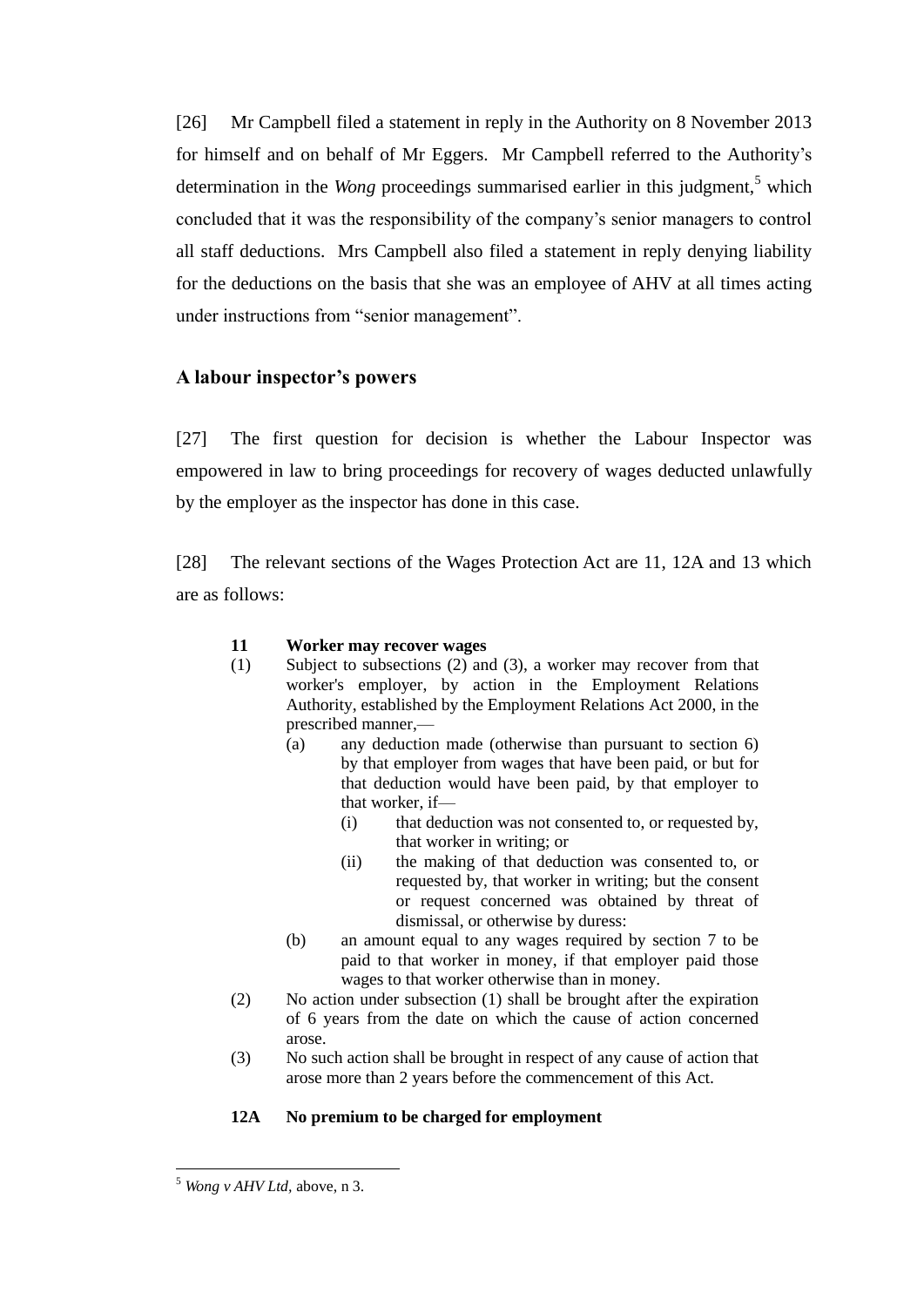[26] Mr Campbell filed a statement in reply in the Authority on 8 November 2013 for himself and on behalf of Mr Eggers. Mr Campbell referred to the Authority's determination in the *Wong* proceedings summarised earlier in this judgment,[5] which concluded that it was the responsibility of the company's senior managers to control all staff deductions. Mrs Campbell also filed a statement in reply denying liability for the deductions on the basis that she was an employee of AHV at all times acting under instructions from "senior management".

## A labour inspector's powers

[27] The first question for decision is whether the Labour Inspector was empowered in law to bring proceedings for recovery of wages deducted unlawfully by the employer as the inspector has done in this case.

[28] The relevant sections of the Wages Protection Act are 11, 12A and 13 which are as follows:

> **11 Worker may recover wages**
>
> (1) Subject to subsections (2) and (3), a worker may recover from that worker's employer, by action in the Employment Relations Authority, established by the Employment Relations Act 2000, in the prescribed manner,—
>
> (a) any deduction made (otherwise than pursuant to section 6) by that employer from wages that have been paid, or but for that deduction would have been paid, by that employer to that worker, if—
>
> (i) that deduction was not consented to, or requested by, that worker in writing; or
>
> (ii) the making of that deduction was consented to, or requested by, that worker in writing; but the consent or request concerned was obtained by threat of dismissal, or otherwise by duress:
>
> (b) an amount equal to any wages required by section 7 to be paid to that worker in money, if that employer paid those wages to that worker otherwise than in money.
>
> (2) No action under subsection (1) shall be brought after the expiration of 6 years from the date on which the cause of action concerned arose.
>
> (3) No such action shall be brought in respect of any cause of action that arose more than 2 years before the commencement of this Act.
>
> **12A No premium to be charged for employment**

[5] *Wong v AHV Ltd*, above, n 3.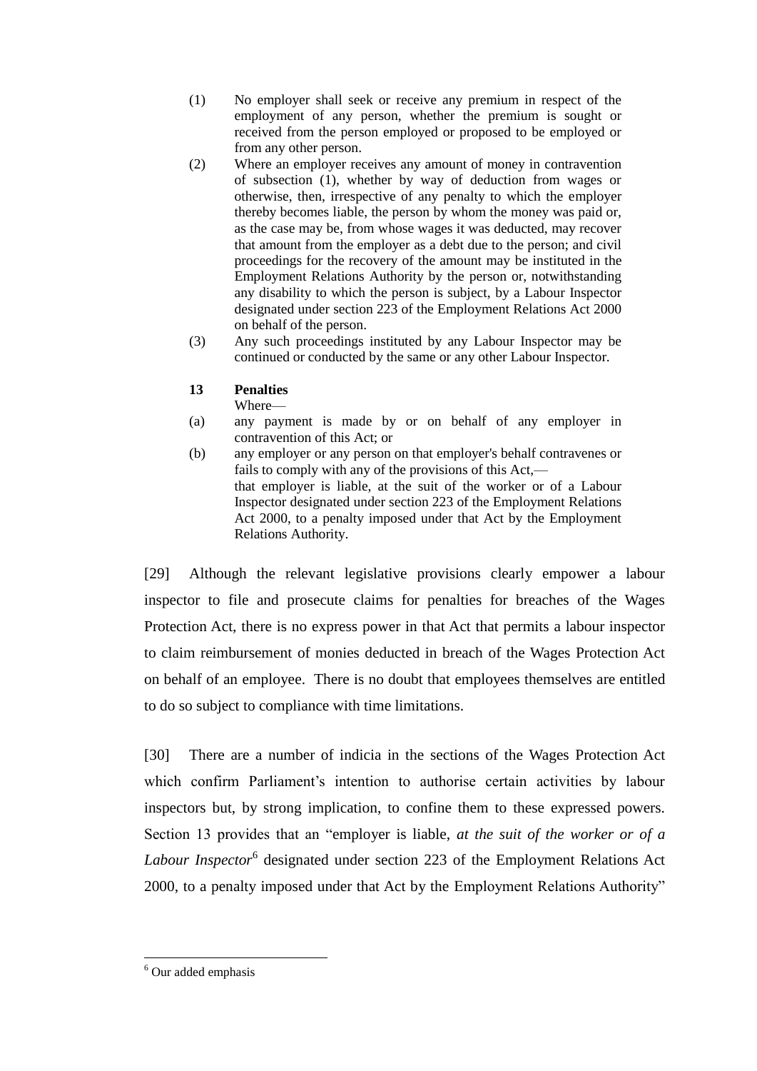(1) No employer shall seek or receive any premium in respect of the employment of any person, whether the premium is sought or received from the person employed or proposed to be employed or from any other person.

(2) Where an employer receives any amount of money in contravention of subsection (1), whether by way of deduction from wages or otherwise, then, irrespective of any penalty to which the employer thereby becomes liable, the person by whom the money was paid or, as the case may be, from whose wages it was deducted, may recover that amount from the employer as a debt due to the person; and civil proceedings for the recovery of the amount may be instituted in the Employment Relations Authority by the person or, notwithstanding any disability to which the person is subject, by a Labour Inspector designated under section 223 of the Employment Relations Act 2000 on behalf of the person.

(3) Any such proceedings instituted by any Labour Inspector may be continued or conducted by the same or any other Labour Inspector.

**13 Penalties**

Where—

(a) any payment is made by or on behalf of any employer in contravention of this Act; or

(b) any employer or any person on that employer's behalf contravenes or fails to comply with any of the provisions of this Act,—

that employer is liable, at the suit of the worker or of a Labour Inspector designated under section 223 of the Employment Relations Act 2000, to a penalty imposed under that Act by the Employment Relations Authority.

[29] Although the relevant legislative provisions clearly empower a labour inspector to file and prosecute claims for penalties for breaches of the Wages Protection Act, there is no express power in that Act that permits a labour inspector to claim reimbursement of monies deducted in breach of the Wages Protection Act on behalf of an employee. There is no doubt that employees themselves are entitled to do so subject to compliance with time limitations.

[30] There are a number of indicia in the sections of the Wages Protection Act which confirm Parliament's intention to authorise certain activities by labour inspectors but, by strong implication, to confine them to these expressed powers. Section 13 provides that an "employer is liable, *at the suit of the worker or of a Labour Inspector*[6] designated under section 223 of the Employment Relations Act 2000, to a penalty imposed under that Act by the Employment Relations Authority"

[6] Our added emphasis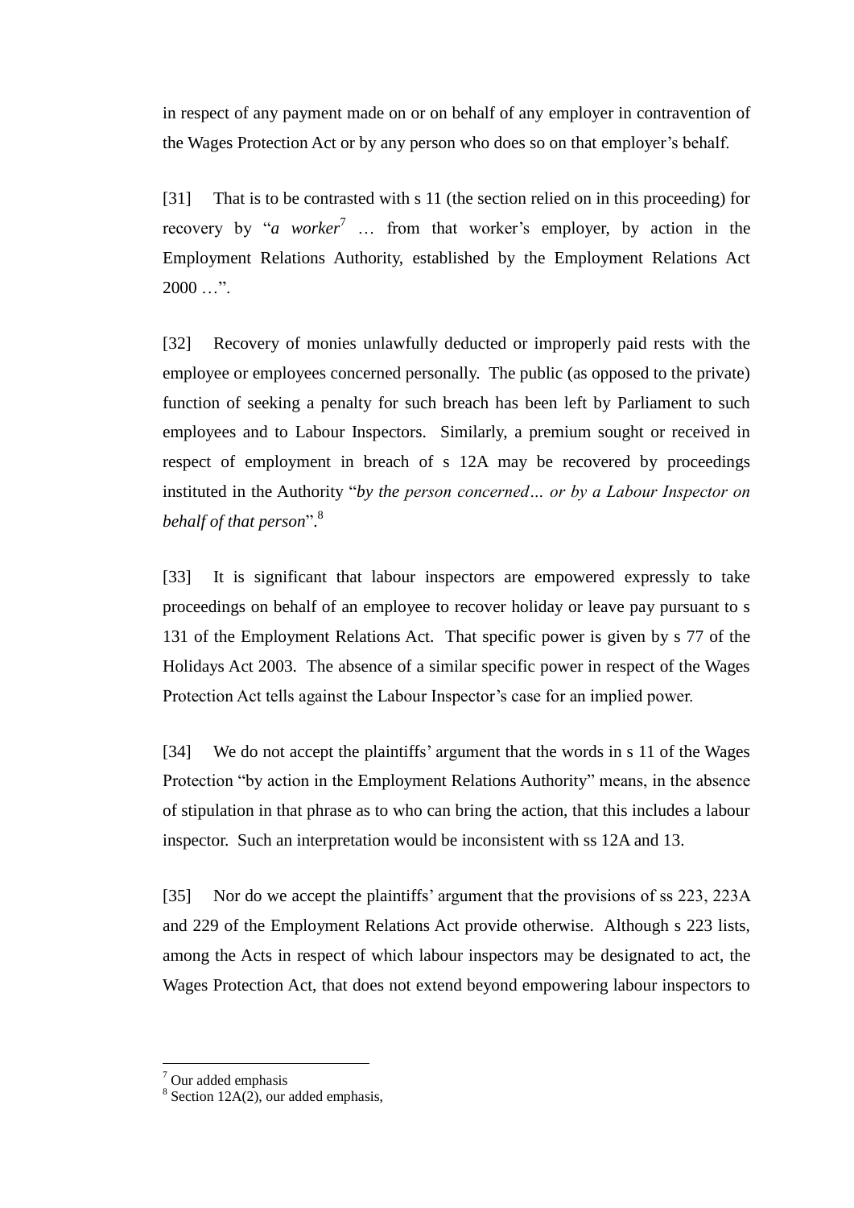in respect of any payment made on or on behalf of any employer in contravention of the Wages Protection Act or by any person who does so on that employer's behalf.

[31] That is to be contrasted with s 11 (the section relied on in this proceeding) for recovery by "*a worker*[7] … from that worker's employer, by action in the Employment Relations Authority, established by the Employment Relations Act 2000 …".

[32] Recovery of monies unlawfully deducted or improperly paid rests with the employee or employees concerned personally. The public (as opposed to the private) function of seeking a penalty for such breach has been left by Parliament to such employees and to Labour Inspectors. Similarly, a premium sought or received in respect of employment in breach of s 12A may be recovered by proceedings instituted in the Authority "*by the person concerned… or by a Labour Inspector on behalf of that person*".[8]

[33] It is significant that labour inspectors are empowered expressly to take proceedings on behalf of an employee to recover holiday or leave pay pursuant to s 131 of the Employment Relations Act. That specific power is given by s 77 of the Holidays Act 2003. The absence of a similar specific power in respect of the Wages Protection Act tells against the Labour Inspector's case for an implied power.

[34] We do not accept the plaintiffs' argument that the words in s 11 of the Wages Protection "by action in the Employment Relations Authority" means, in the absence of stipulation in that phrase as to who can bring the action, that this includes a labour inspector. Such an interpretation would be inconsistent with ss 12A and 13.

[35] Nor do we accept the plaintiffs' argument that the provisions of ss 223, 223A and 229 of the Employment Relations Act provide otherwise. Although s 223 lists, among the Acts in respect of which labour inspectors may be designated to act, the Wages Protection Act, that does not extend beyond empowering labour inspectors to

[7] Our added emphasis

[8] Section 12A(2), our added emphasis,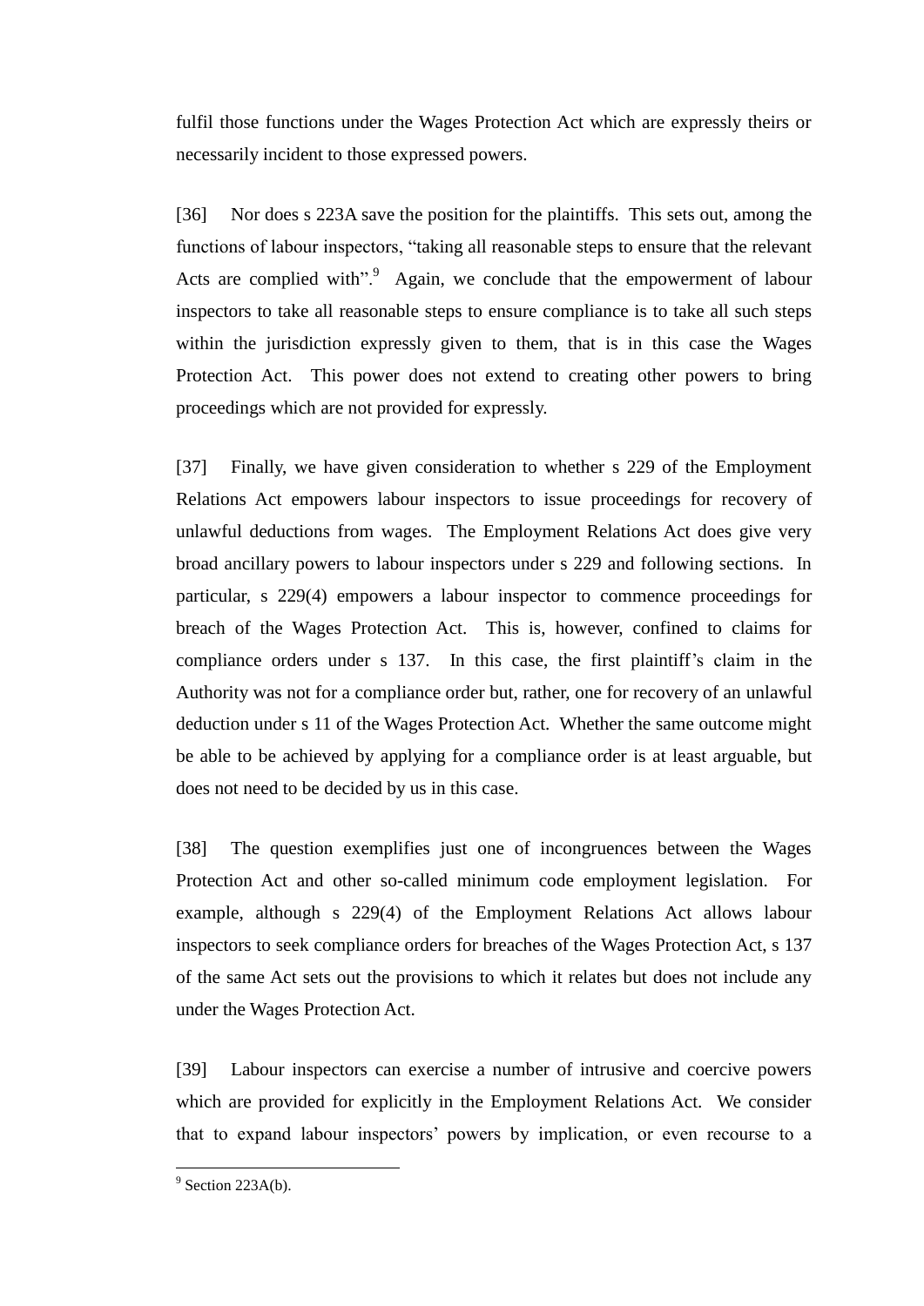fulfil those functions under the Wages Protection Act which are expressly theirs or necessarily incident to those expressed powers.

[36] Nor does s 223A save the position for the plaintiffs. This sets out, among the functions of labour inspectors, "taking all reasonable steps to ensure that the relevant Acts are complied with".[9] Again, we conclude that the empowerment of labour inspectors to take all reasonable steps to ensure compliance is to take all such steps within the jurisdiction expressly given to them, that is in this case the Wages Protection Act. This power does not extend to creating other powers to bring proceedings which are not provided for expressly.

[37] Finally, we have given consideration to whether s 229 of the Employment Relations Act empowers labour inspectors to issue proceedings for recovery of unlawful deductions from wages. The Employment Relations Act does give very broad ancillary powers to labour inspectors under s 229 and following sections. In particular, s 229(4) empowers a labour inspector to commence proceedings for breach of the Wages Protection Act. This is, however, confined to claims for compliance orders under s 137. In this case, the first plaintiff's claim in the Authority was not for a compliance order but, rather, one for recovery of an unlawful deduction under s 11 of the Wages Protection Act. Whether the same outcome might be able to be achieved by applying for a compliance order is at least arguable, but does not need to be decided by us in this case.

[38] The question exemplifies just one of incongruences between the Wages Protection Act and other so-called minimum code employment legislation. For example, although s 229(4) of the Employment Relations Act allows labour inspectors to seek compliance orders for breaches of the Wages Protection Act, s 137 of the same Act sets out the provisions to which it relates but does not include any under the Wages Protection Act.

[39] Labour inspectors can exercise a number of intrusive and coercive powers which are provided for explicitly in the Employment Relations Act. We consider that to expand labour inspectors' powers by implication, or even recourse to a

[9] Section 223A(b).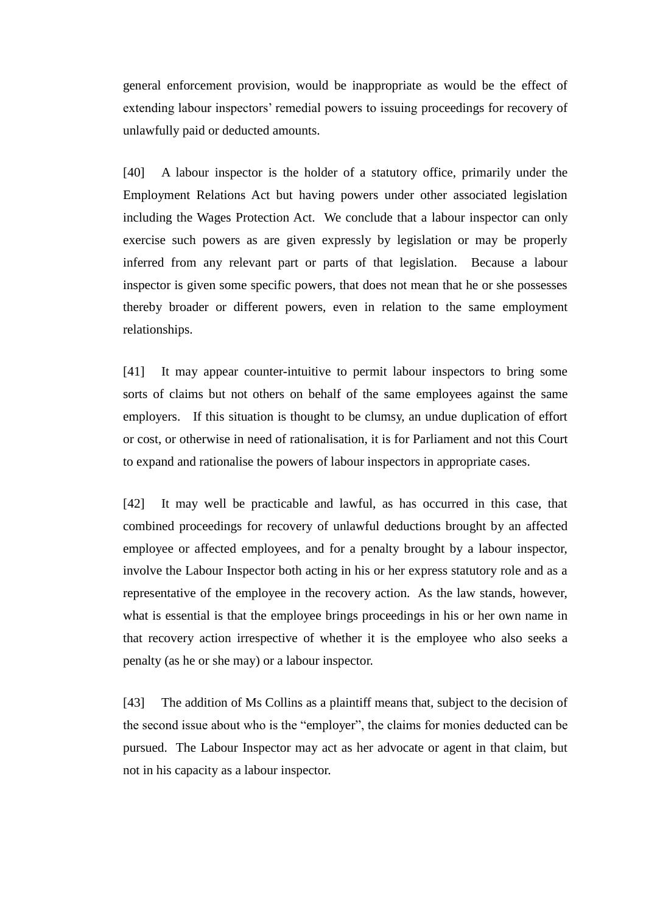general enforcement provision, would be inappropriate as would be the effect of extending labour inspectors' remedial powers to issuing proceedings for recovery of unlawfully paid or deducted amounts.

[40] A labour inspector is the holder of a statutory office, primarily under the Employment Relations Act but having powers under other associated legislation including the Wages Protection Act. We conclude that a labour inspector can only exercise such powers as are given expressly by legislation or may be properly inferred from any relevant part or parts of that legislation. Because a labour inspector is given some specific powers, that does not mean that he or she possesses thereby broader or different powers, even in relation to the same employment relationships.

[41] It may appear counter-intuitive to permit labour inspectors to bring some sorts of claims but not others on behalf of the same employees against the same employers. If this situation is thought to be clumsy, an undue duplication of effort or cost, or otherwise in need of rationalisation, it is for Parliament and not this Court to expand and rationalise the powers of labour inspectors in appropriate cases.

[42] It may well be practicable and lawful, as has occurred in this case, that combined proceedings for recovery of unlawful deductions brought by an affected employee or affected employees, and for a penalty brought by a labour inspector, involve the Labour Inspector both acting in his or her express statutory role and as a representative of the employee in the recovery action. As the law stands, however, what is essential is that the employee brings proceedings in his or her own name in that recovery action irrespective of whether it is the employee who also seeks a penalty (as he or she may) or a labour inspector.

[43] The addition of Ms Collins as a plaintiff means that, subject to the decision of the second issue about who is the "employer", the claims for monies deducted can be pursued. The Labour Inspector may act as her advocate or agent in that claim, but not in his capacity as a labour inspector.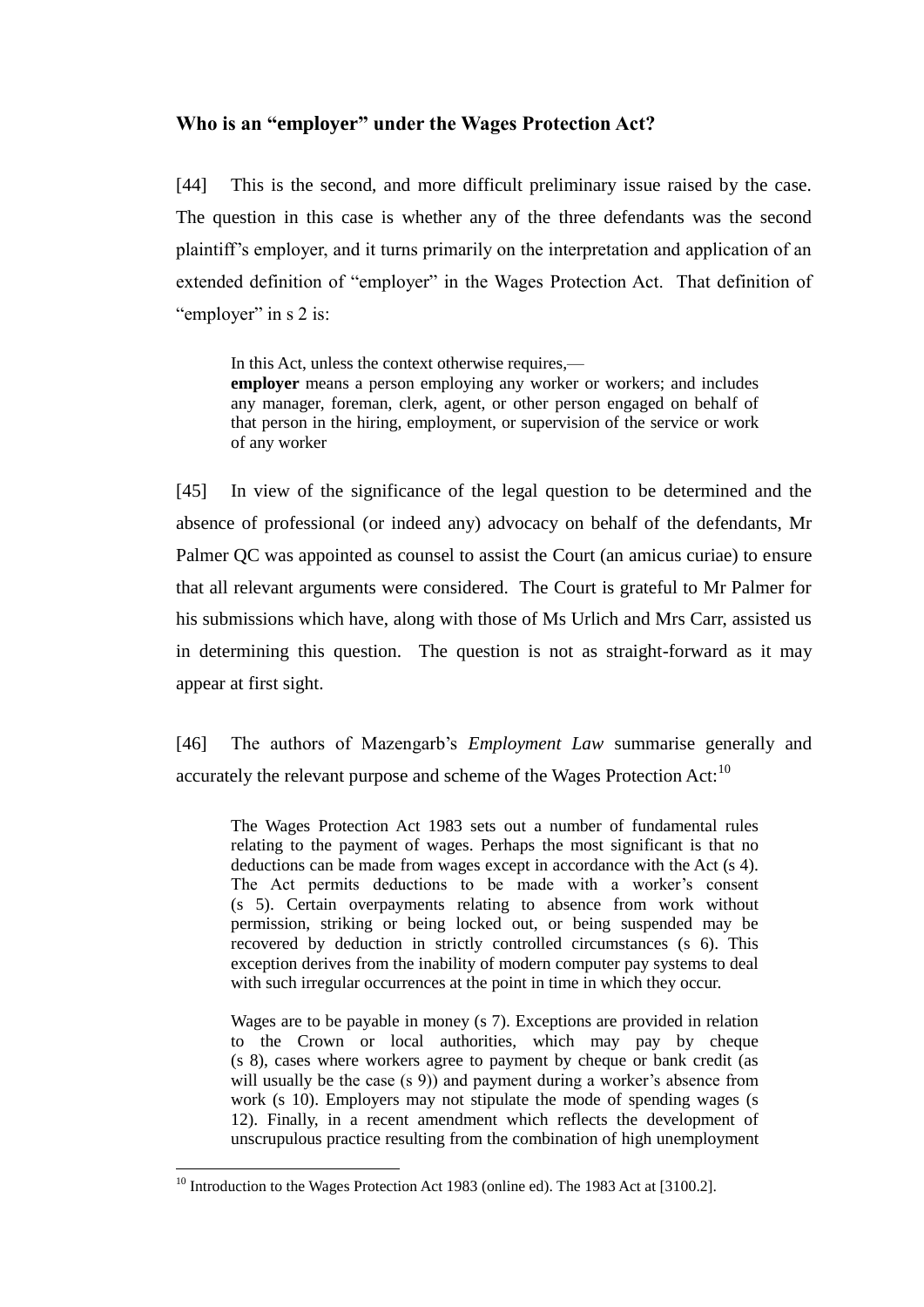### Who is an "employer" under the Wages Protection Act?

[44] This is the second, and more difficult preliminary issue raised by the case. The question in this case is whether any of the three defendants was the second plaintiff's employer, and it turns primarily on the interpretation and application of an extended definition of "employer" in the Wages Protection Act. That definition of "employer" in s 2 is:

> In this Act, unless the context otherwise requires,—
> **employer** means a person employing any worker or workers; and includes any manager, foreman, clerk, agent, or other person engaged on behalf of that person in the hiring, employment, or supervision of the service or work of any worker

[45] In view of the significance of the legal question to be determined and the absence of professional (or indeed any) advocacy on behalf of the defendants, Mr Palmer QC was appointed as counsel to assist the Court (an amicus curiae) to ensure that all relevant arguments were considered. The Court is grateful to Mr Palmer for his submissions which have, along with those of Ms Urlich and Mrs Carr, assisted us in determining this question. The question is not as straight-forward as it may appear at first sight.

[46] The authors of Mazengarb's *Employment Law* summarise generally and accurately the relevant purpose and scheme of the Wages Protection Act:[10]

> The Wages Protection Act 1983 sets out a number of fundamental rules relating to the payment of wages. Perhaps the most significant is that no deductions can be made from wages except in accordance with the Act (s 4). The Act permits deductions to be made with a worker's consent (s 5). Certain overpayments relating to absence from work without permission, striking or being locked out, or being suspended may be recovered by deduction in strictly controlled circumstances (s 6). This exception derives from the inability of modern computer pay systems to deal with such irregular occurrences at the point in time in which they occur.
>
> Wages are to be payable in money (s 7). Exceptions are provided in relation to the Crown or local authorities, which may pay by cheque (s 8), cases where workers agree to payment by cheque or bank credit (as will usually be the case (s 9)) and payment during a worker's absence from work (s 10). Employers may not stipulate the mode of spending wages (s 12). Finally, in a recent amendment which reflects the development of unscrupulous practice resulting from the combination of high unemployment

[10] Introduction to the Wages Protection Act 1983 (online ed). The 1983 Act at [3100.2].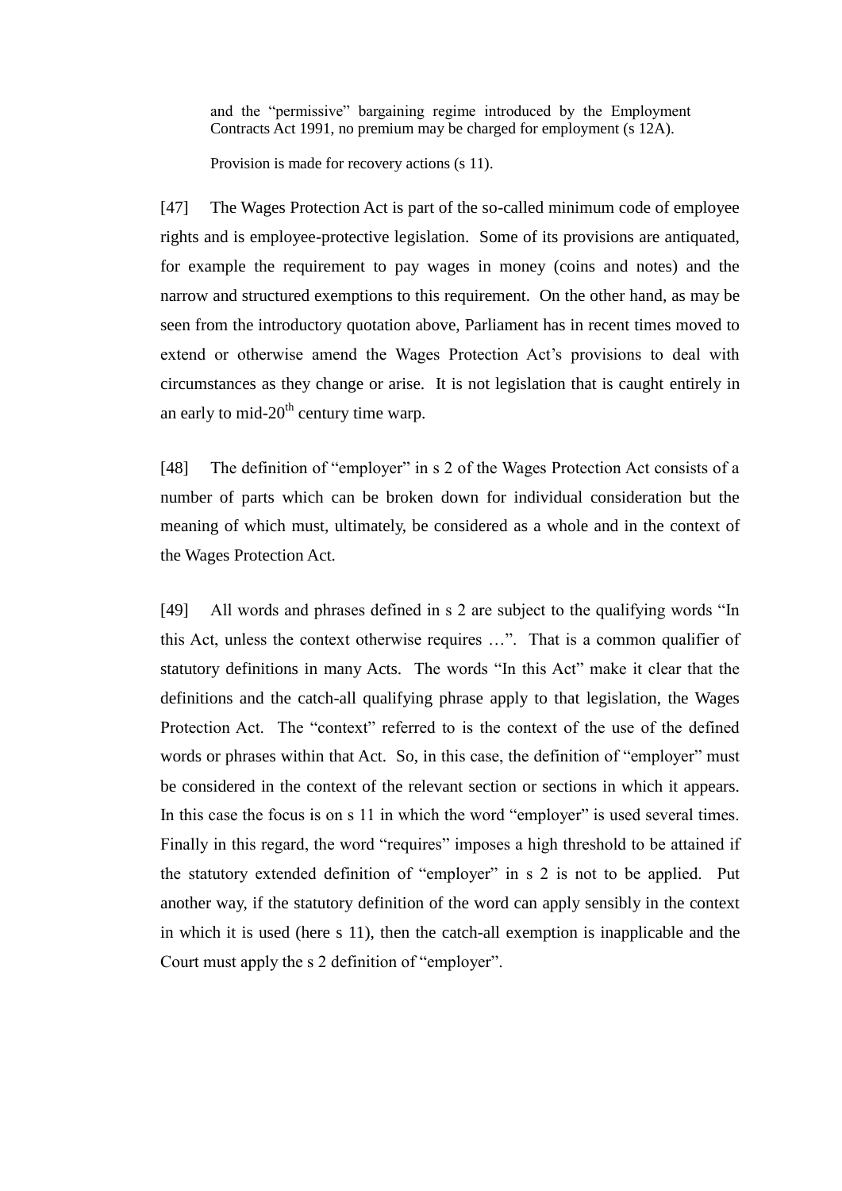> and the "permissive" bargaining regime introduced by the Employment Contracts Act 1991, no premium may be charged for employment (s 12A).
>
> Provision is made for recovery actions (s 11).

[47] The Wages Protection Act is part of the so-called minimum code of employee rights and is employee-protective legislation. Some of its provisions are antiquated, for example the requirement to pay wages in money (coins and notes) and the narrow and structured exemptions to this requirement. On the other hand, as may be seen from the introductory quotation above, Parliament has in recent times moved to extend or otherwise amend the Wages Protection Act's provisions to deal with circumstances as they change or arise. It is not legislation that is caught entirely in an early to mid-20th century time warp.

[48] The definition of "employer" in s 2 of the Wages Protection Act consists of a number of parts which can be broken down for individual consideration but the meaning of which must, ultimately, be considered as a whole and in the context of the Wages Protection Act.

[49] All words and phrases defined in s 2 are subject to the qualifying words "In this Act, unless the context otherwise requires …". That is a common qualifier of statutory definitions in many Acts. The words "In this Act" make it clear that the definitions and the catch-all qualifying phrase apply to that legislation, the Wages Protection Act. The "context" referred to is the context of the use of the defined words or phrases within that Act. So, in this case, the definition of "employer" must be considered in the context of the relevant section or sections in which it appears. In this case the focus is on s 11 in which the word "employer" is used several times. Finally in this regard, the word "requires" imposes a high threshold to be attained if the statutory extended definition of "employer" in s 2 is not to be applied. Put another way, if the statutory definition of the word can apply sensibly in the context in which it is used (here s 11), then the catch-all exemption is inapplicable and the Court must apply the s 2 definition of "employer".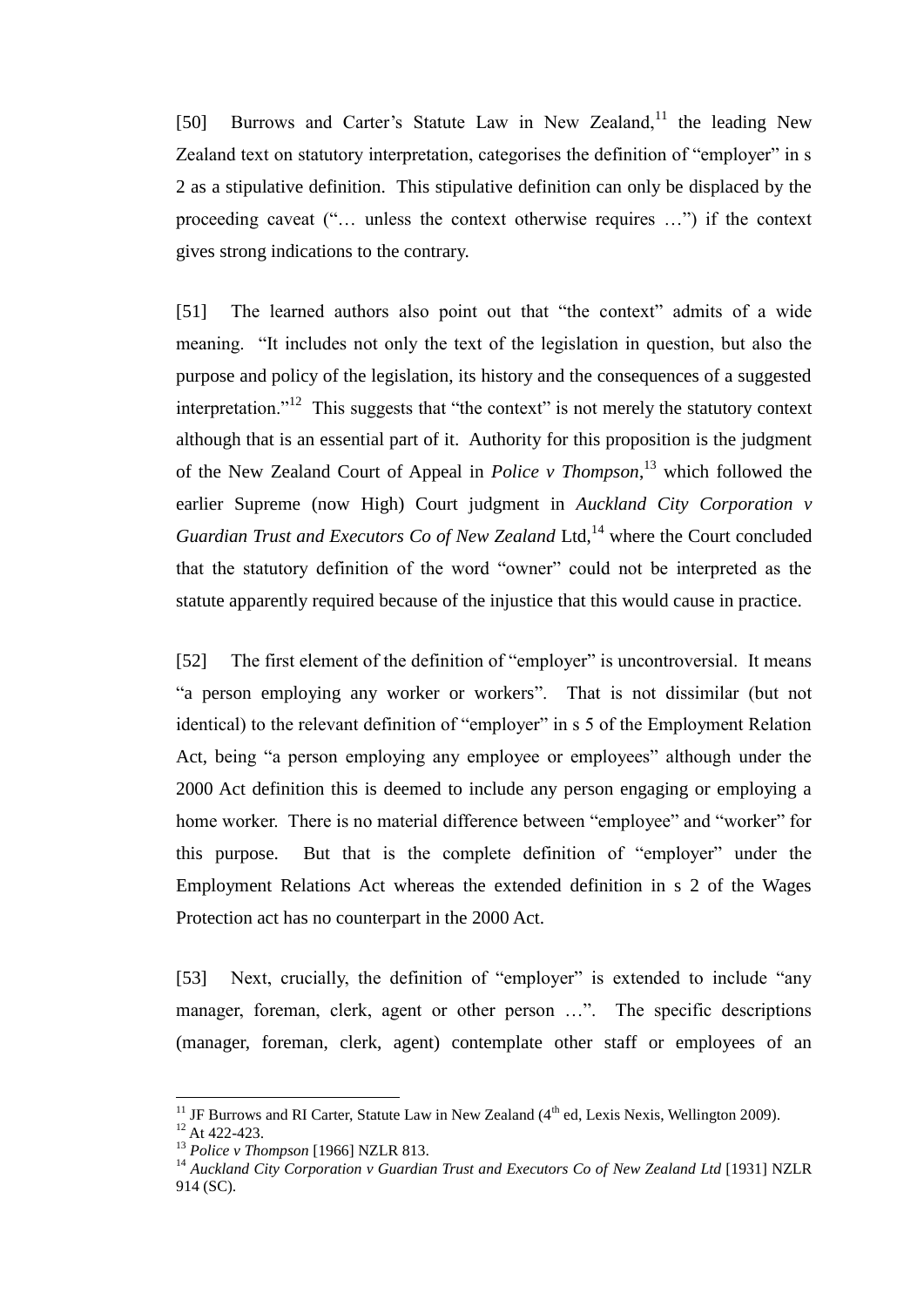[50] Burrows and Carter's Statute Law in New Zealand,[11] the leading New Zealand text on statutory interpretation, categorises the definition of "employer" in s 2 as a stipulative definition. This stipulative definition can only be displaced by the proceeding caveat ("… unless the context otherwise requires …") if the context gives strong indications to the contrary.

[51] The learned authors also point out that "the context" admits of a wide meaning. "It includes not only the text of the legislation in question, but also the purpose and policy of the legislation, its history and the consequences of a suggested interpretation."[12] This suggests that "the context" is not merely the statutory context although that is an essential part of it. Authority for this proposition is the judgment of the New Zealand Court of Appeal in *Police v Thompson*,[13] which followed the earlier Supreme (now High) Court judgment in *Auckland City Corporation v Guardian Trust and Executors Co of New Zealand* Ltd,[14] where the Court concluded that the statutory definition of the word "owner" could not be interpreted as the statute apparently required because of the injustice that this would cause in practice.

[52] The first element of the definition of "employer" is uncontroversial. It means "a person employing any worker or workers". That is not dissimilar (but not identical) to the relevant definition of "employer" in s 5 of the Employment Relation Act, being "a person employing any employee or employees" although under the 2000 Act definition this is deemed to include any person engaging or employing a home worker. There is no material difference between "employee" and "worker" for this purpose. But that is the complete definition of "employer" under the Employment Relations Act whereas the extended definition in s 2 of the Wages Protection act has no counterpart in the 2000 Act.

[53] Next, crucially, the definition of "employer" is extended to include "any manager, foreman, clerk, agent or other person …". The specific descriptions (manager, foreman, clerk, agent) contemplate other staff or employees of an

---

[11] JF Burrows and RI Carter, Statute Law in New Zealand (4th ed, Lexis Nexis, Wellington 2009).

[12] At 422-423.

[13] *Police v Thompson* [1966] NZLR 813.

[14] *Auckland City Corporation v Guardian Trust and Executors Co of New Zealand Ltd* [1931] NZLR 914 (SC).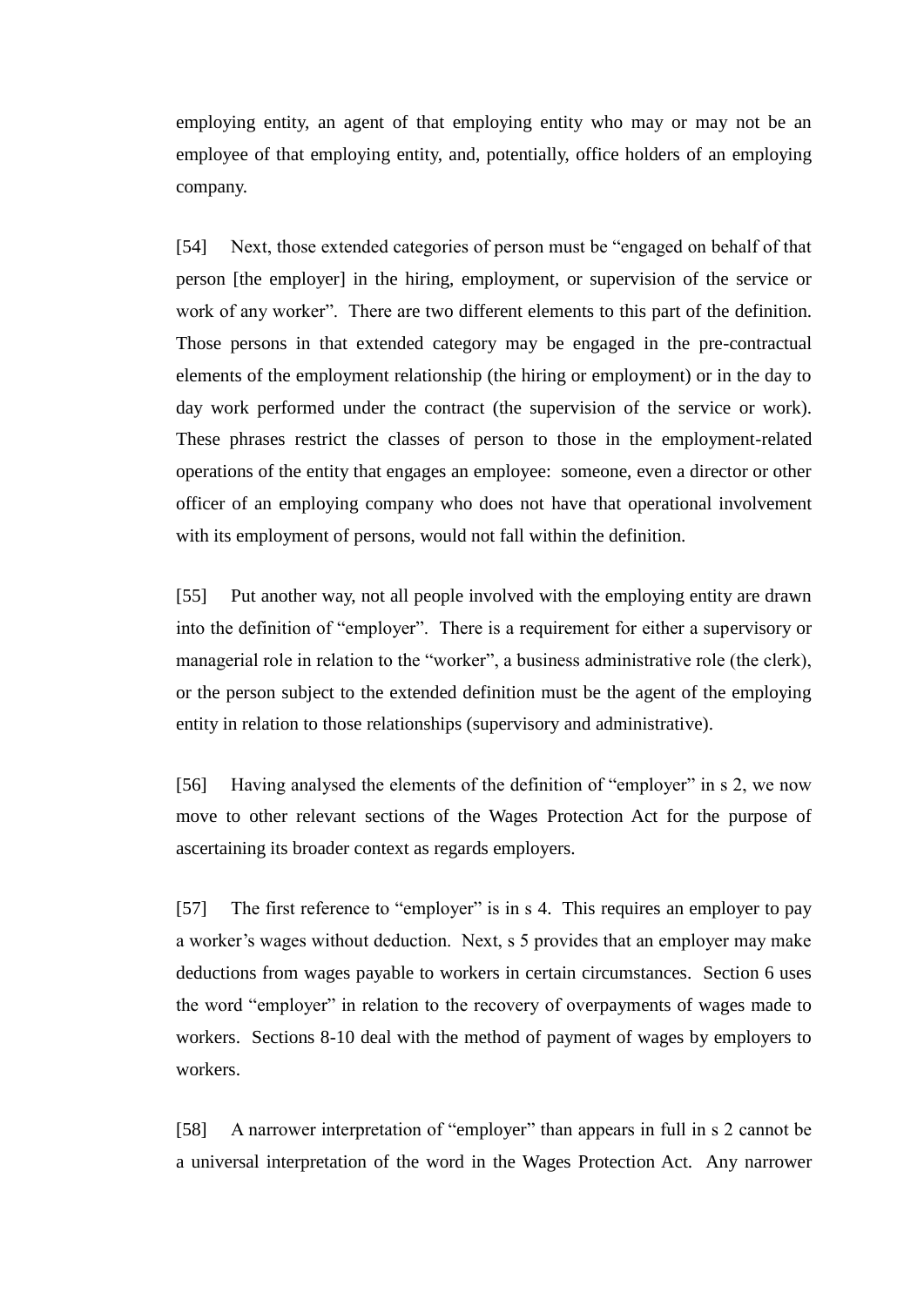employing entity, an agent of that employing entity who may or may not be an employee of that employing entity, and, potentially, office holders of an employing company.

[54] Next, those extended categories of person must be "engaged on behalf of that person [the employer] in the hiring, employment, or supervision of the service or work of any worker". There are two different elements to this part of the definition. Those persons in that extended category may be engaged in the pre-contractual elements of the employment relationship (the hiring or employment) or in the day to day work performed under the contract (the supervision of the service or work). These phrases restrict the classes of person to those in the employment-related operations of the entity that engages an employee: someone, even a director or other officer of an employing company who does not have that operational involvement with its employment of persons, would not fall within the definition.

[55] Put another way, not all people involved with the employing entity are drawn into the definition of "employer". There is a requirement for either a supervisory or managerial role in relation to the "worker", a business administrative role (the clerk), or the person subject to the extended definition must be the agent of the employing entity in relation to those relationships (supervisory and administrative).

[56] Having analysed the elements of the definition of "employer" in s 2, we now move to other relevant sections of the Wages Protection Act for the purpose of ascertaining its broader context as regards employers.

[57] The first reference to "employer" is in s 4. This requires an employer to pay a worker's wages without deduction. Next, s 5 provides that an employer may make deductions from wages payable to workers in certain circumstances. Section 6 uses the word "employer" in relation to the recovery of overpayments of wages made to workers. Sections 8-10 deal with the method of payment of wages by employers to workers.

[58] A narrower interpretation of "employer" than appears in full in s 2 cannot be a universal interpretation of the word in the Wages Protection Act. Any narrower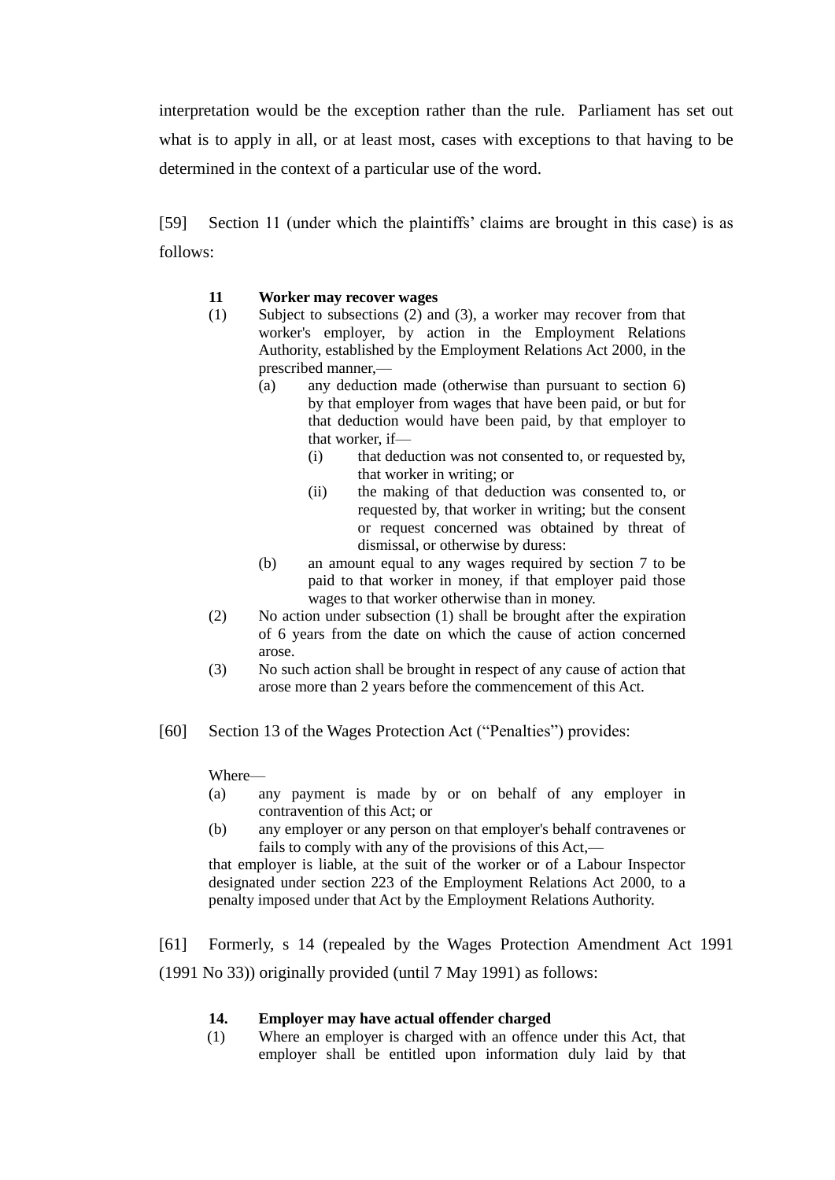interpretation would be the exception rather than the rule. Parliament has set out what is to apply in all, or at least most, cases with exceptions to that having to be determined in the context of a particular use of the word.

[59] Section 11 (under which the plaintiffs' claims are brought in this case) is as follows:

> **11 Worker may recover wages**
>
> (1) Subject to subsections (2) and (3), a worker may recover from that worker's employer, by action in the Employment Relations Authority, established by the Employment Relations Act 2000, in the prescribed manner,—
>
> (a) any deduction made (otherwise than pursuant to section 6) by that employer from wages that have been paid, or but for that deduction would have been paid, by that employer to that worker, if—
>
> (i) that deduction was not consented to, or requested by, that worker in writing; or
>
> (ii) the making of that deduction was consented to, or requested by, that worker in writing; but the consent or request concerned was obtained by threat of dismissal, or otherwise by duress:
>
> (b) an amount equal to any wages required by section 7 to be paid to that worker in money, if that employer paid those wages to that worker otherwise than in money.
>
> (2) No action under subsection (1) shall be brought after the expiration of 6 years from the date on which the cause of action concerned arose.
>
> (3) No such action shall be brought in respect of any cause of action that arose more than 2 years before the commencement of this Act.

[60] Section 13 of the Wages Protection Act ("Penalties") provides:

> Where—
>
> (a) any payment is made by or on behalf of any employer in contravention of this Act; or
>
> (b) any employer or any person on that employer's behalf contravenes or fails to comply with any of the provisions of this Act,—
>
> that employer is liable, at the suit of the worker or of a Labour Inspector designated under section 223 of the Employment Relations Act 2000, to a penalty imposed under that Act by the Employment Relations Authority.

[61] Formerly, s 14 (repealed by the Wages Protection Amendment Act 1991 (1991 No 33)) originally provided (until 7 May 1991) as follows:

> **14. Employer may have actual offender charged**
>
> (1) Where an employer is charged with an offence under this Act, that employer shall be entitled upon information duly laid by that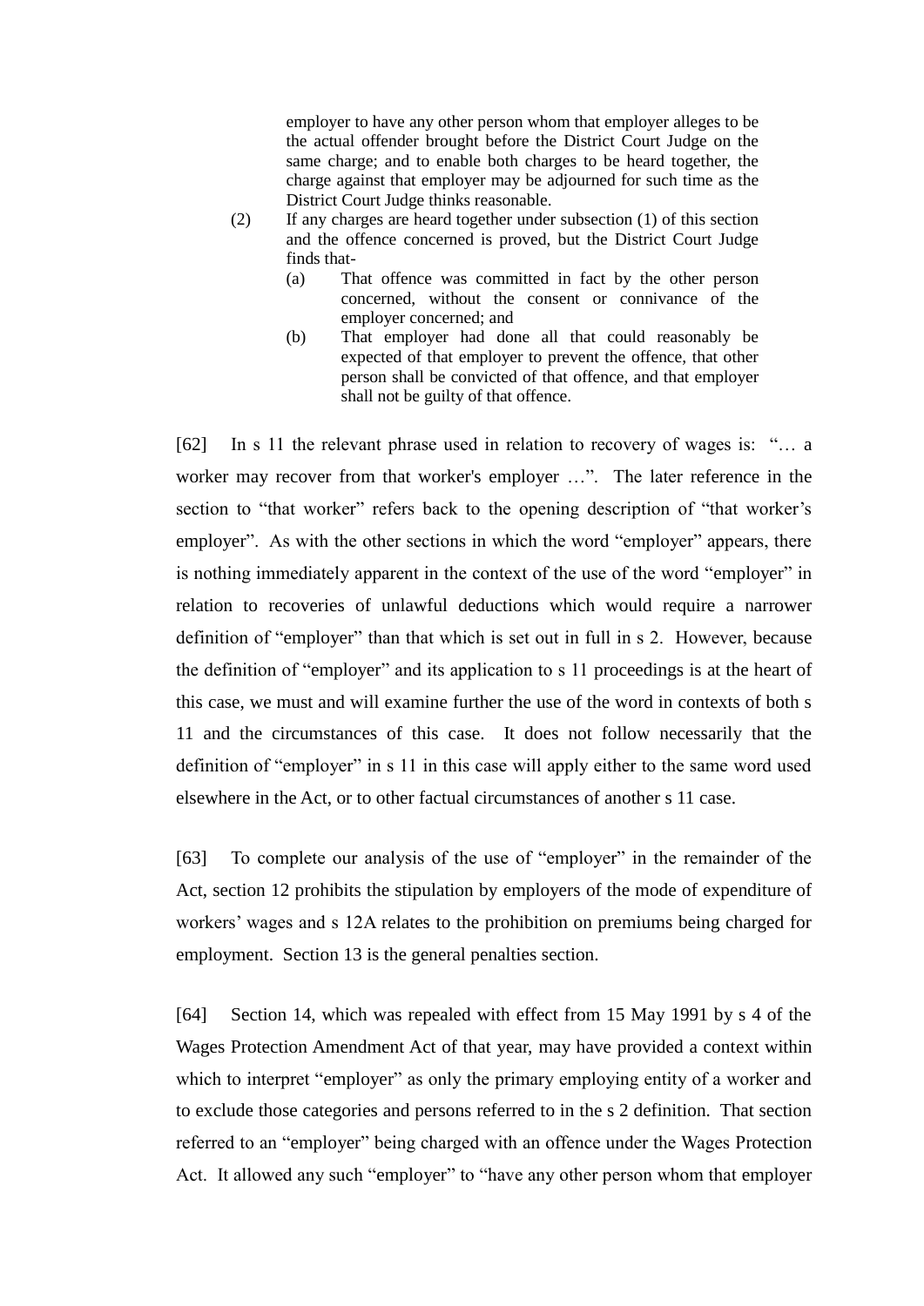> employer to have any other person whom that employer alleges to be the actual offender brought before the District Court Judge on the same charge; and to enable both charges to be heard together, the charge against that employer may be adjourned for such time as the District Court Judge thinks reasonable.
>
> (2) If any charges are heard together under subsection (1) of this section and the offence concerned is proved, but the District Court Judge finds that-
>
> (a) That offence was committed in fact by the other person concerned, without the consent or connivance of the employer concerned; and
>
> (b) That employer had done all that could reasonably be expected of that employer to prevent the offence, that other person shall be convicted of that offence, and that employer shall not be guilty of that offence.

[62] In s 11 the relevant phrase used in relation to recovery of wages is: "… a worker may recover from that worker's employer …". The later reference in the section to "that worker" refers back to the opening description of "that worker's employer". As with the other sections in which the word "employer" appears, there is nothing immediately apparent in the context of the use of the word "employer" in relation to recoveries of unlawful deductions which would require a narrower definition of "employer" than that which is set out in full in s 2. However, because the definition of "employer" and its application to s 11 proceedings is at the heart of this case, we must and will examine further the use of the word in contexts of both s 11 and the circumstances of this case. It does not follow necessarily that the definition of "employer" in s 11 in this case will apply either to the same word used elsewhere in the Act, or to other factual circumstances of another s 11 case.

[63] To complete our analysis of the use of "employer" in the remainder of the Act, section 12 prohibits the stipulation by employers of the mode of expenditure of workers' wages and s 12A relates to the prohibition on premiums being charged for employment. Section 13 is the general penalties section.

[64] Section 14, which was repealed with effect from 15 May 1991 by s 4 of the Wages Protection Amendment Act of that year, may have provided a context within which to interpret "employer" as only the primary employing entity of a worker and to exclude those categories and persons referred to in the s 2 definition. That section referred to an "employer" being charged with an offence under the Wages Protection Act. It allowed any such "employer" to "have any other person whom that employer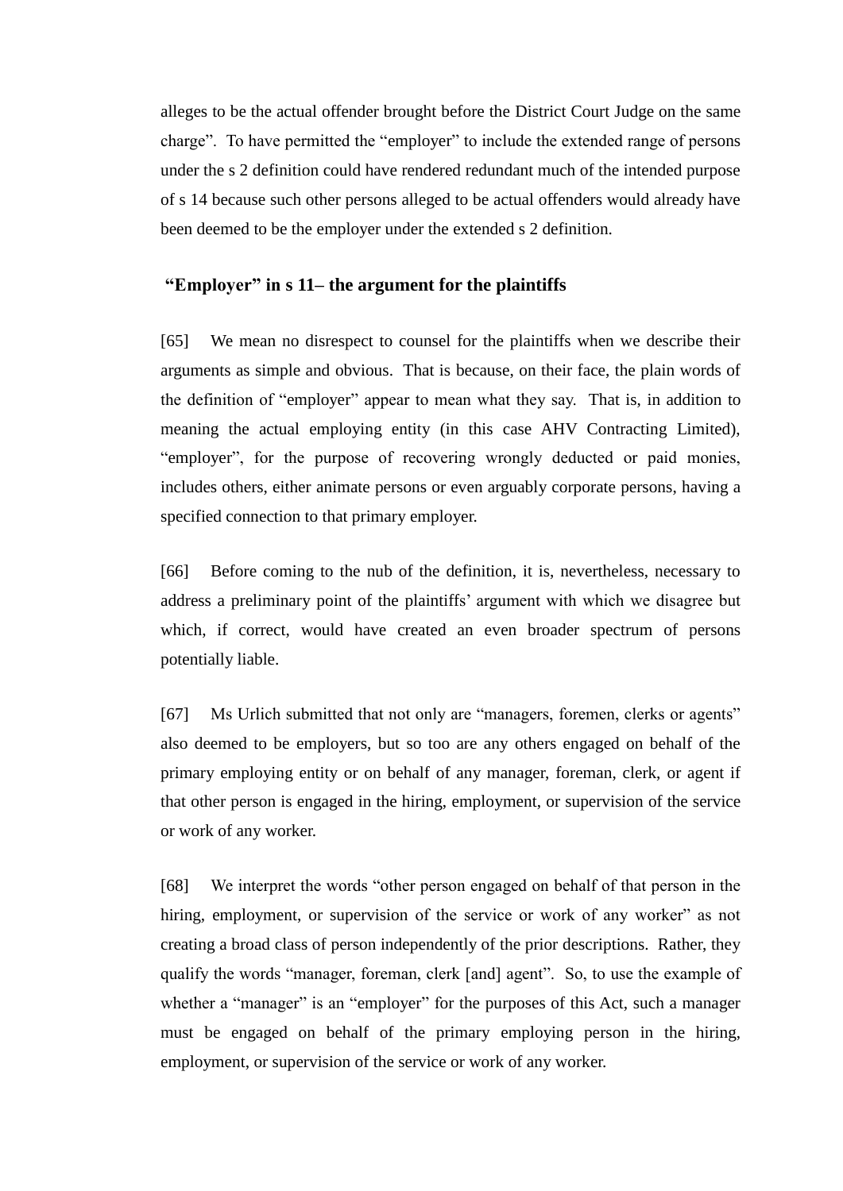alleges to be the actual offender brought before the District Court Judge on the same charge". To have permitted the "employer" to include the extended range of persons under the s 2 definition could have rendered redundant much of the intended purpose of s 14 because such other persons alleged to be actual offenders would already have been deemed to be the employer under the extended s 2 definition.

## "Employer" in s 11– the argument for the plaintiffs

[65] We mean no disrespect to counsel for the plaintiffs when we describe their arguments as simple and obvious. That is because, on their face, the plain words of the definition of "employer" appear to mean what they say. That is, in addition to meaning the actual employing entity (in this case AHV Contracting Limited), "employer", for the purpose of recovering wrongly deducted or paid monies, includes others, either animate persons or even arguably corporate persons, having a specified connection to that primary employer.

[66] Before coming to the nub of the definition, it is, nevertheless, necessary to address a preliminary point of the plaintiffs' argument with which we disagree but which, if correct, would have created an even broader spectrum of persons potentially liable.

[67] Ms Urlich submitted that not only are "managers, foremen, clerks or agents" also deemed to be employers, but so too are any others engaged on behalf of the primary employing entity or on behalf of any manager, foreman, clerk, or agent if that other person is engaged in the hiring, employment, or supervision of the service or work of any worker.

[68] We interpret the words "other person engaged on behalf of that person in the hiring, employment, or supervision of the service or work of any worker" as not creating a broad class of person independently of the prior descriptions. Rather, they qualify the words "manager, foreman, clerk [and] agent". So, to use the example of whether a "manager" is an "employer" for the purposes of this Act, such a manager must be engaged on behalf of the primary employing person in the hiring, employment, or supervision of the service or work of any worker.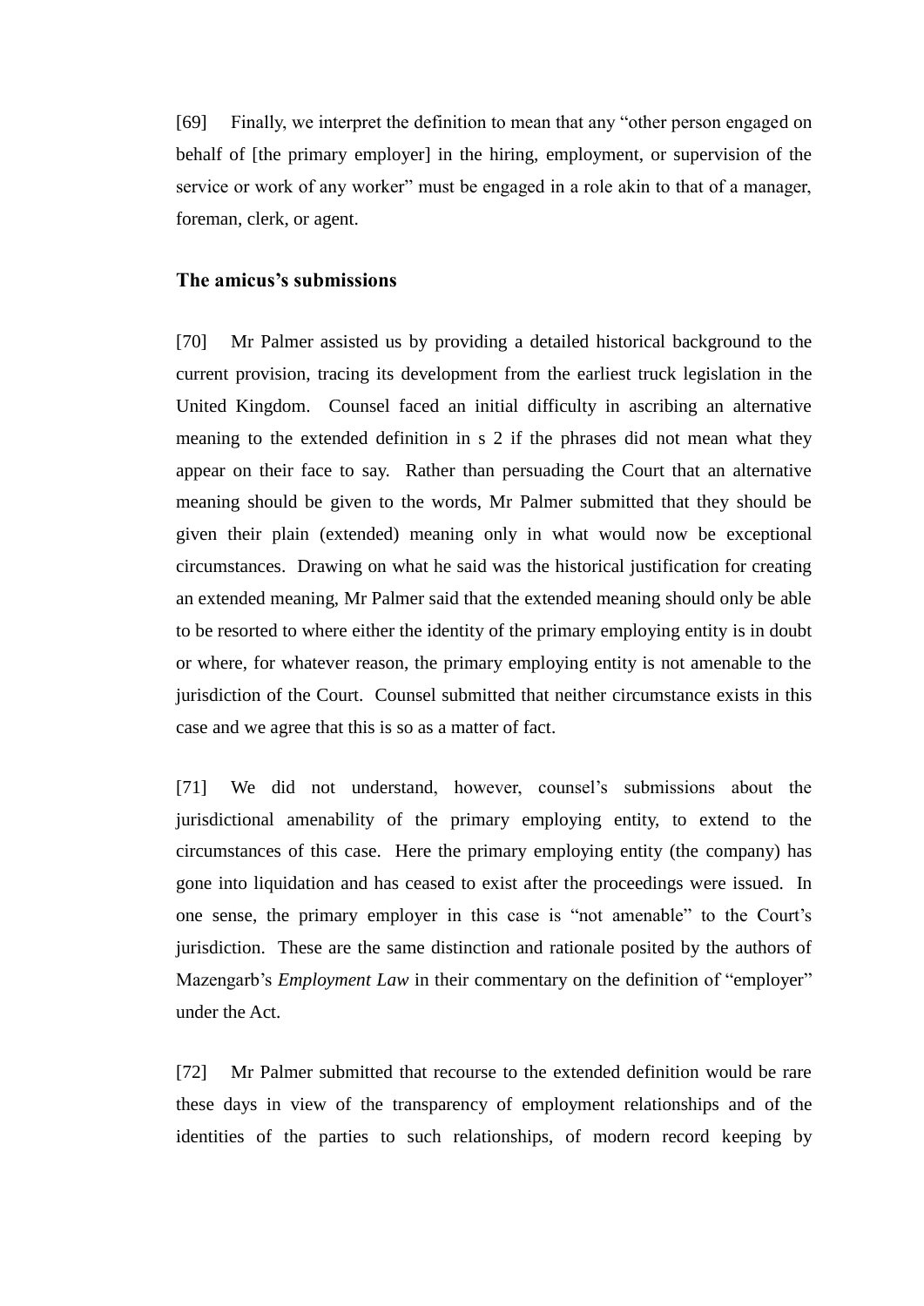[69] Finally, we interpret the definition to mean that any "other person engaged on behalf of [the primary employer] in the hiring, employment, or supervision of the service or work of any worker" must be engaged in a role akin to that of a manager, foreman, clerk, or agent.

## The amicus's submissions

[70] Mr Palmer assisted us by providing a detailed historical background to the current provision, tracing its development from the earliest truck legislation in the United Kingdom. Counsel faced an initial difficulty in ascribing an alternative meaning to the extended definition in s 2 if the phrases did not mean what they appear on their face to say. Rather than persuading the Court that an alternative meaning should be given to the words, Mr Palmer submitted that they should be given their plain (extended) meaning only in what would now be exceptional circumstances. Drawing on what he said was the historical justification for creating an extended meaning, Mr Palmer said that the extended meaning should only be able to be resorted to where either the identity of the primary employing entity is in doubt or where, for whatever reason, the primary employing entity is not amenable to the jurisdiction of the Court. Counsel submitted that neither circumstance exists in this case and we agree that this is so as a matter of fact.

[71] We did not understand, however, counsel's submissions about the jurisdictional amenability of the primary employing entity, to extend to the circumstances of this case. Here the primary employing entity (the company) has gone into liquidation and has ceased to exist after the proceedings were issued. In one sense, the primary employer in this case is "not amenable" to the Court's jurisdiction. These are the same distinction and rationale posited by the authors of Mazengarb's *Employment Law* in their commentary on the definition of "employer" under the Act.

[72] Mr Palmer submitted that recourse to the extended definition would be rare these days in view of the transparency of employment relationships and of the identities of the parties to such relationships, of modern record keeping by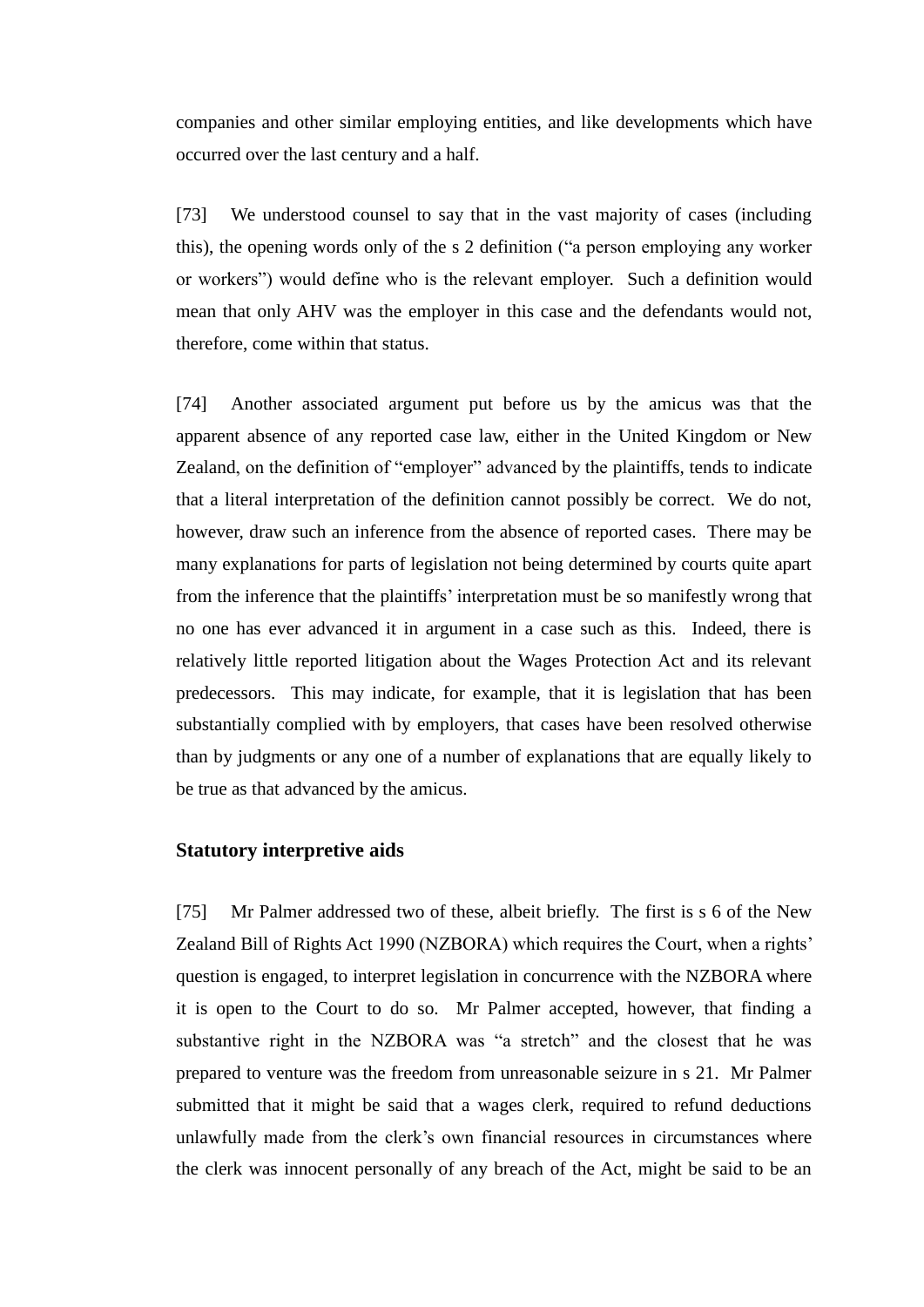companies and other similar employing entities, and like developments which have occurred over the last century and a half.

[73] We understood counsel to say that in the vast majority of cases (including this), the opening words only of the s 2 definition ("a person employing any worker or workers") would define who is the relevant employer. Such a definition would mean that only AHV was the employer in this case and the defendants would not, therefore, come within that status.

[74] Another associated argument put before us by the amicus was that the apparent absence of any reported case law, either in the United Kingdom or New Zealand, on the definition of "employer" advanced by the plaintiffs, tends to indicate that a literal interpretation of the definition cannot possibly be correct. We do not, however, draw such an inference from the absence of reported cases. There may be many explanations for parts of legislation not being determined by courts quite apart from the inference that the plaintiffs' interpretation must be so manifestly wrong that no one has ever advanced it in argument in a case such as this. Indeed, there is relatively little reported litigation about the Wages Protection Act and its relevant predecessors. This may indicate, for example, that it is legislation that has been substantially complied with by employers, that cases have been resolved otherwise than by judgments or any one of a number of explanations that are equally likely to be true as that advanced by the amicus.

### Statutory interpretive aids

[75] Mr Palmer addressed two of these, albeit briefly. The first is s 6 of the New Zealand Bill of Rights Act 1990 (NZBORA) which requires the Court, when a rights' question is engaged, to interpret legislation in concurrence with the NZBORA where it is open to the Court to do so. Mr Palmer accepted, however, that finding a substantive right in the NZBORA was "a stretch" and the closest that he was prepared to venture was the freedom from unreasonable seizure in s 21. Mr Palmer submitted that it might be said that a wages clerk, required to refund deductions unlawfully made from the clerk's own financial resources in circumstances where the clerk was innocent personally of any breach of the Act, might be said to be an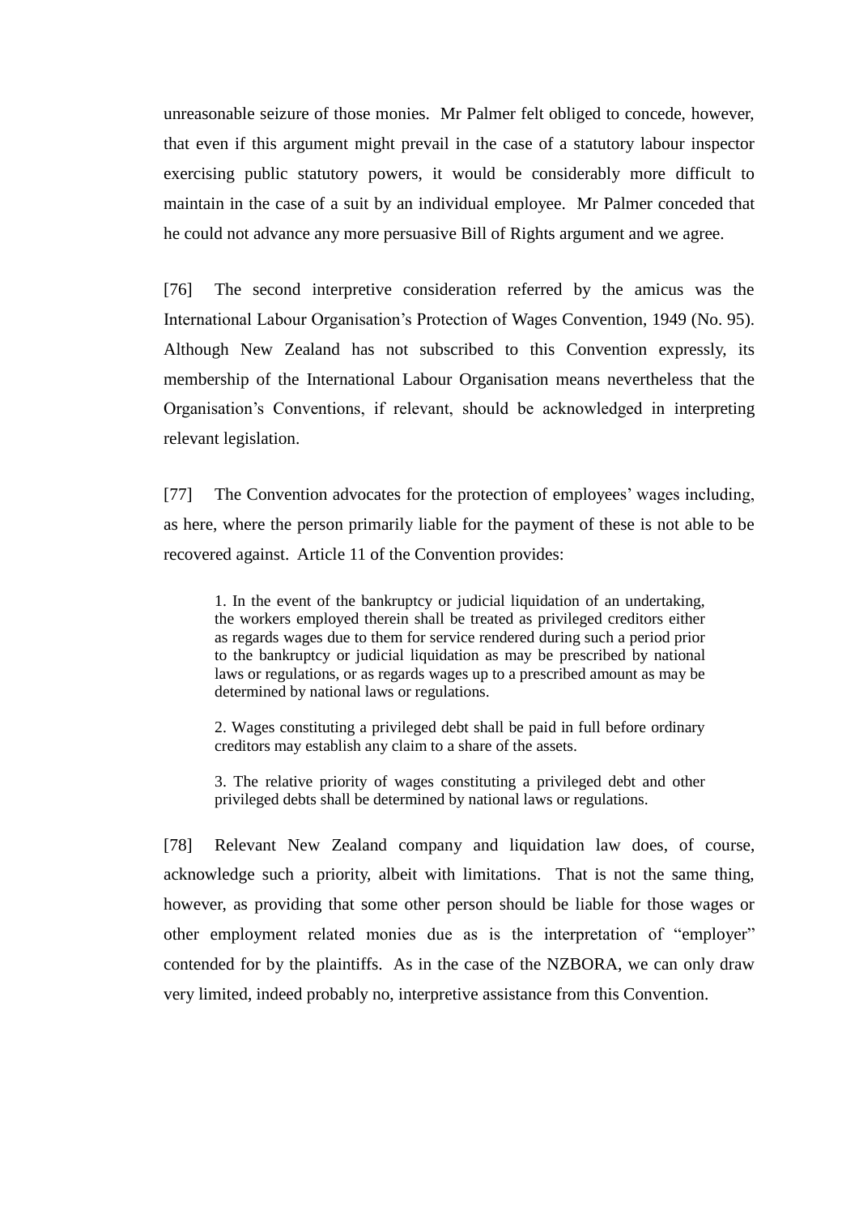unreasonable seizure of those monies. Mr Palmer felt obliged to concede, however, that even if this argument might prevail in the case of a statutory labour inspector exercising public statutory powers, it would be considerably more difficult to maintain in the case of a suit by an individual employee. Mr Palmer conceded that he could not advance any more persuasive Bill of Rights argument and we agree.

[76] The second interpretive consideration referred by the amicus was the International Labour Organisation's Protection of Wages Convention, 1949 (No. 95). Although New Zealand has not subscribed to this Convention expressly, its membership of the International Labour Organisation means nevertheless that the Organisation's Conventions, if relevant, should be acknowledged in interpreting relevant legislation.

[77] The Convention advocates for the protection of employees' wages including, as here, where the person primarily liable for the payment of these is not able to be recovered against. Article 11 of the Convention provides:

> 1. In the event of the bankruptcy or judicial liquidation of an undertaking, the workers employed therein shall be treated as privileged creditors either as regards wages due to them for service rendered during such a period prior to the bankruptcy or judicial liquidation as may be prescribed by national laws or regulations, or as regards wages up to a prescribed amount as may be determined by national laws or regulations.
>
> 2. Wages constituting a privileged debt shall be paid in full before ordinary creditors may establish any claim to a share of the assets.
>
> 3. The relative priority of wages constituting a privileged debt and other privileged debts shall be determined by national laws or regulations.

[78] Relevant New Zealand company and liquidation law does, of course, acknowledge such a priority, albeit with limitations. That is not the same thing, however, as providing that some other person should be liable for those wages or other employment related monies due as is the interpretation of "employer" contended for by the plaintiffs. As in the case of the NZBORA, we can only draw very limited, indeed probably no, interpretive assistance from this Convention.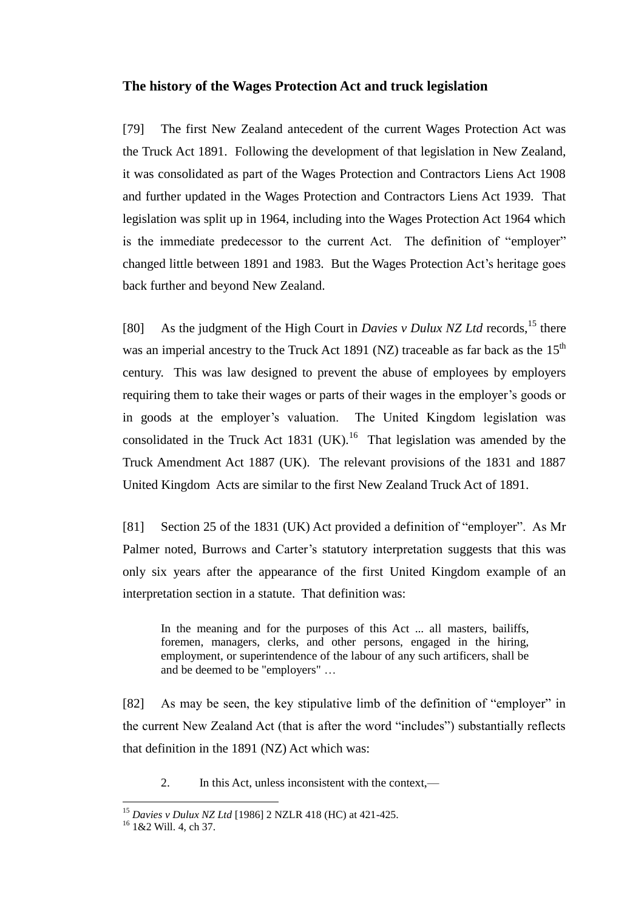## The history of the Wages Protection Act and truck legislation

[79] The first New Zealand antecedent of the current Wages Protection Act was the Truck Act 1891. Following the development of that legislation in New Zealand, it was consolidated as part of the Wages Protection and Contractors Liens Act 1908 and further updated in the Wages Protection and Contractors Liens Act 1939. That legislation was split up in 1964, including into the Wages Protection Act 1964 which is the immediate predecessor to the current Act. The definition of "employer" changed little between 1891 and 1983. But the Wages Protection Act's heritage goes back further and beyond New Zealand.

[80] As the judgment of the High Court in *Davies v Dulux NZ Ltd* records,[15] there was an imperial ancestry to the Truck Act 1891 (NZ) traceable as far back as the 15th century. This was law designed to prevent the abuse of employees by employers requiring them to take their wages or parts of their wages in the employer's goods or in goods at the employer's valuation. The United Kingdom legislation was consolidated in the Truck Act 1831 (UK).[16] That legislation was amended by the Truck Amendment Act 1887 (UK). The relevant provisions of the 1831 and 1887 United Kingdom Acts are similar to the first New Zealand Truck Act of 1891.

[81] Section 25 of the 1831 (UK) Act provided a definition of "employer". As Mr Palmer noted, Burrows and Carter's statutory interpretation suggests that this was only six years after the appearance of the first United Kingdom example of an interpretation section in a statute. That definition was:

> In the meaning and for the purposes of this Act ... all masters, bailiffs, foremen, managers, clerks, and other persons, engaged in the hiring, employment, or superintendence of the labour of any such artificers, shall be and be deemed to be "employers" …

[82] As may be seen, the key stipulative limb of the definition of "employer" in the current New Zealand Act (that is after the word "includes") substantially reflects that definition in the 1891 (NZ) Act which was:

> 2. In this Act, unless inconsistent with the context,—

---

[15] *Davies v Dulux NZ Ltd* [1986] 2 NZLR 418 (HC) at 421-425.

[16] 1&2 Will. 4, ch 37.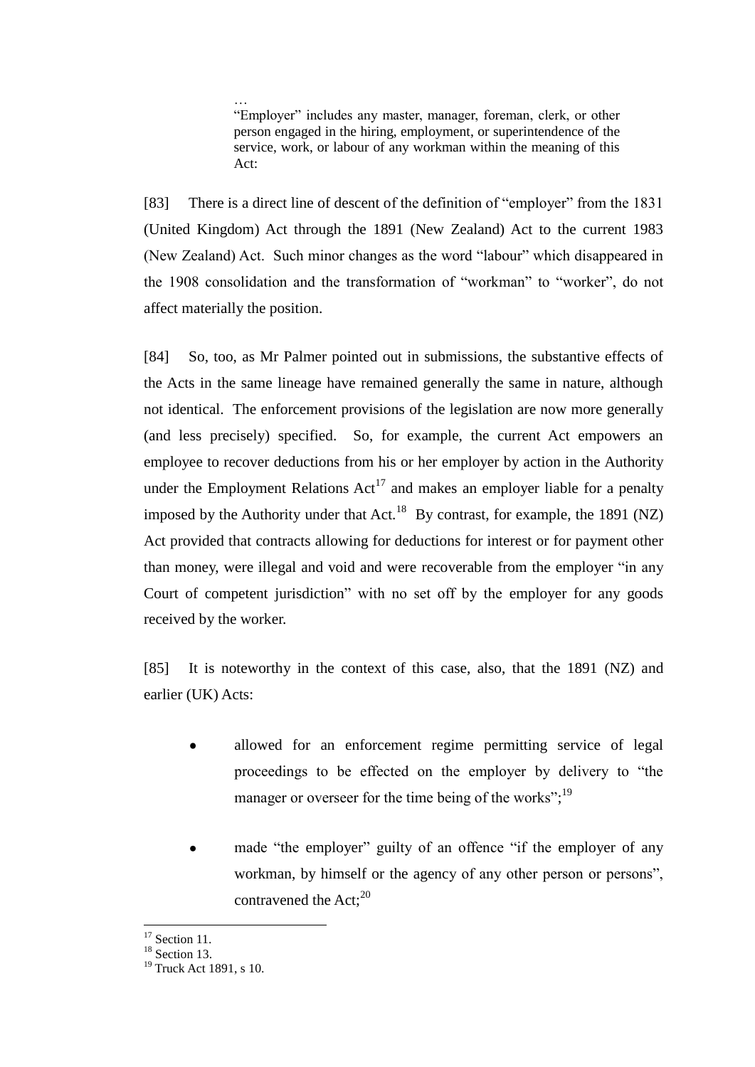> …
> “Employer” includes any master, manager, foreman, clerk, or other person engaged in the hiring, employment, or superintendence of the service, work, or labour of any workman within the meaning of this Act:

[83] There is a direct line of descent of the definition of “employer” from the 1831 (United Kingdom) Act through the 1891 (New Zealand) Act to the current 1983 (New Zealand) Act. Such minor changes as the word “labour” which disappeared in the 1908 consolidation and the transformation of “workman” to “worker”, do not affect materially the position.

[84] So, too, as Mr Palmer pointed out in submissions, the substantive effects of the Acts in the same lineage have remained generally the same in nature, although not identical. The enforcement provisions of the legislation are now more generally (and less precisely) specified. So, for example, the current Act empowers an employee to recover deductions from his or her employer by action in the Authority under the Employment Relations Act[17] and makes an employer liable for a penalty imposed by the Authority under that Act.[18] By contrast, for example, the 1891 (NZ) Act provided that contracts allowing for deductions for interest or for payment other than money, were illegal and void and were recoverable from the employer “in any Court of competent jurisdiction” with no set off by the employer for any goods received by the worker.

[85] It is noteworthy in the context of this case, also, that the 1891 (NZ) and earlier (UK) Acts:

- allowed for an enforcement regime permitting service of legal proceedings to be effected on the employer by delivery to “the manager or overseer for the time being of the works”;[19]
- made “the employer” guilty of an offence “if the employer of any workman, by himself or the agency of any other person or persons”, contravened the Act;[20]

[17] Section 11.
[18] Section 13.
[19] Truck Act 1891, s 10.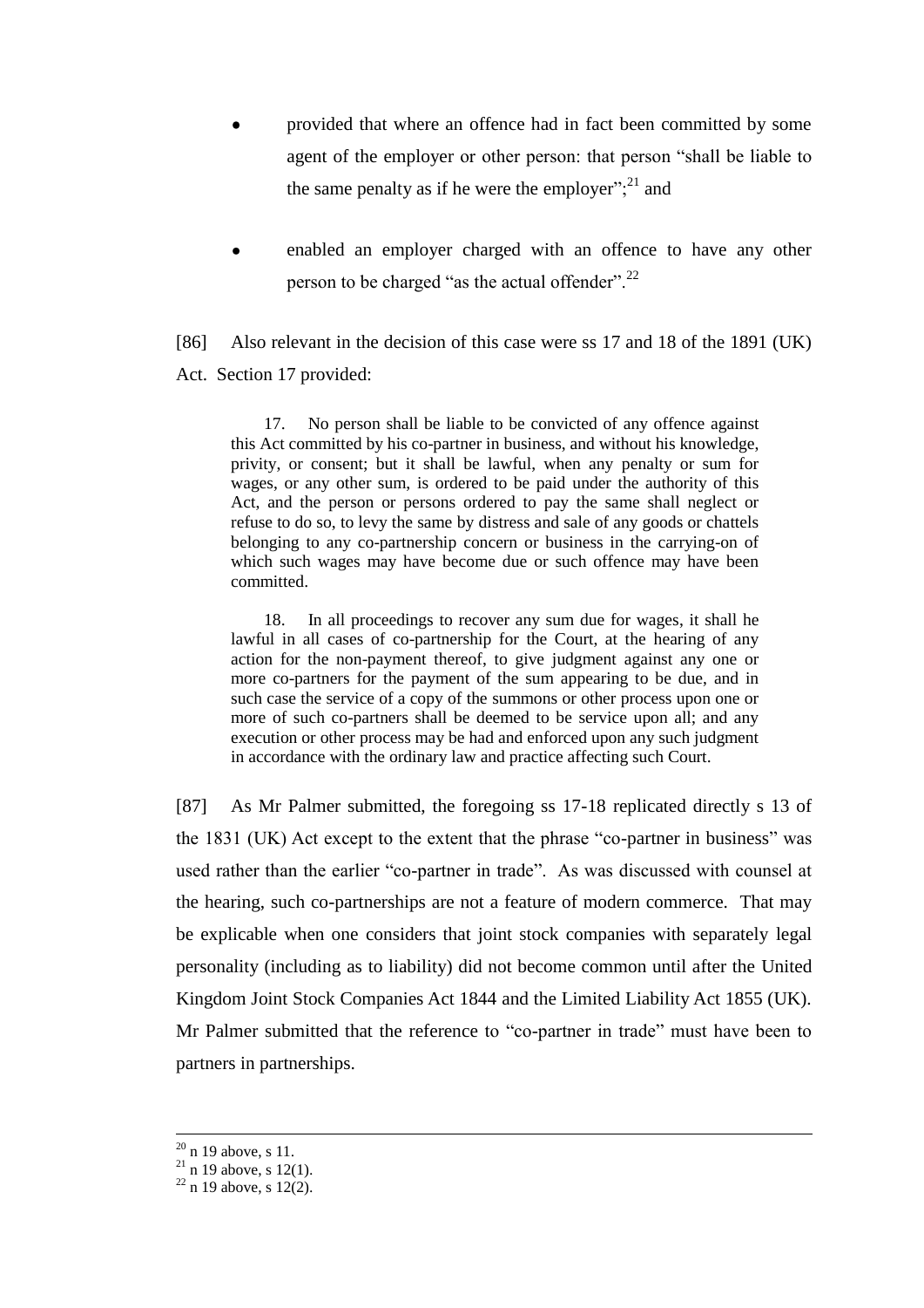- provided that where an offence had in fact been committed by some agent of the employer or other person: that person "shall be liable to the same penalty as if he were the employer";[21] and

- enabled an employer charged with an offence to have any other person to be charged "as the actual offender".[22]

[86] Also relevant in the decision of this case were ss 17 and 18 of the 1891 (UK) Act. Section 17 provided:

> 17. No person shall be liable to be convicted of any offence against this Act committed by his co-partner in business, and without his knowledge, privity, or consent; but it shall be lawful, when any penalty or sum for wages, or any other sum, is ordered to be paid under the authority of this Act, and the person or persons ordered to pay the same shall neglect or refuse to do so, to levy the same by distress and sale of any goods or chattels belonging to any co-partnership concern or business in the carrying-on of which such wages may have become due or such offence may have been committed.
>
> 18. In all proceedings to recover any sum due for wages, it shall he lawful in all cases of co-partnership for the Court, at the hearing of any action for the non-payment thereof, to give judgment against any one or more co-partners for the payment of the sum appearing to be due, and in such case the service of a copy of the summons or other process upon one or more of such co-partners shall be deemed to be service upon all; and any execution or other process may be had and enforced upon any such judgment in accordance with the ordinary law and practice affecting such Court.

[87] As Mr Palmer submitted, the foregoing ss 17-18 replicated directly s 13 of the 1831 (UK) Act except to the extent that the phrase "co-partner in business" was used rather than the earlier "co-partner in trade". As was discussed with counsel at the hearing, such co-partnerships are not a feature of modern commerce. That may be explicable when one considers that joint stock companies with separately legal personality (including as to liability) did not become common until after the United Kingdom Joint Stock Companies Act 1844 and the Limited Liability Act 1855 (UK). Mr Palmer submitted that the reference to "co-partner in trade" must have been to partners in partnerships.

---

[20] n 19 above, s 11.

[21] n 19 above, s 12(1).

[22] n 19 above, s 12(2).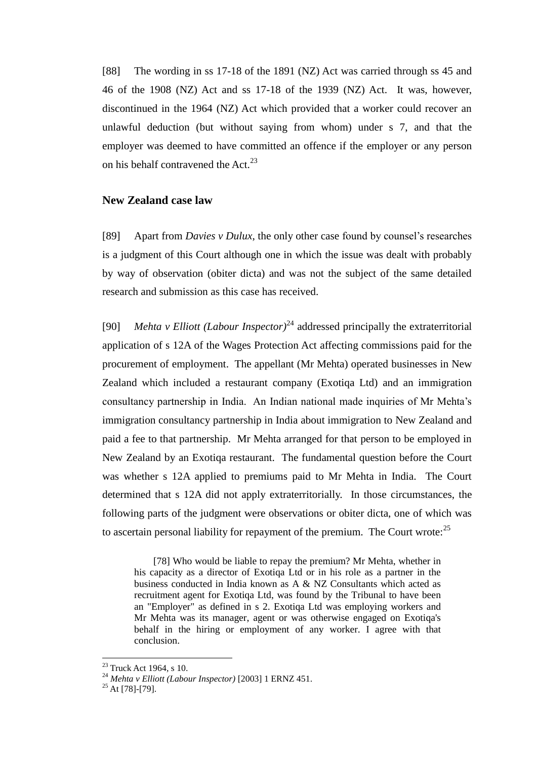[88] The wording in ss 17-18 of the 1891 (NZ) Act was carried through ss 45 and 46 of the 1908 (NZ) Act and ss 17-18 of the 1939 (NZ) Act. It was, however, discontinued in the 1964 (NZ) Act which provided that a worker could recover an unlawful deduction (but without saying from whom) under s 7, and that the employer was deemed to have committed an offence if the employer or any person on his behalf contravened the Act.[23]

## New Zealand case law

[89] Apart from *Davies v Dulux*, the only other case found by counsel's researches is a judgment of this Court although one in which the issue was dealt with probably by way of observation (obiter dicta) and was not the subject of the same detailed research and submission as this case has received.

[90] *Mehta v Elliott (Labour Inspector)*[24] addressed principally the extraterritorial application of s 12A of the Wages Protection Act affecting commissions paid for the procurement of employment. The appellant (Mr Mehta) operated businesses in New Zealand which included a restaurant company (Exotiqa Ltd) and an immigration consultancy partnership in India. An Indian national made inquiries of Mr Mehta's immigration consultancy partnership in India about immigration to New Zealand and paid a fee to that partnership. Mr Mehta arranged for that person to be employed in New Zealand by an Exotiqa restaurant. The fundamental question before the Court was whether s 12A applied to premiums paid to Mr Mehta in India. The Court determined that s 12A did not apply extraterritorially. In those circumstances, the following parts of the judgment were observations or obiter dicta, one of which was to ascertain personal liability for repayment of the premium. The Court wrote:[25]

> [78] Who would be liable to repay the premium? Mr Mehta, whether in his capacity as a director of Exotiqa Ltd or in his role as a partner in the business conducted in India known as A & NZ Consultants which acted as recruitment agent for Exotiqa Ltd, was found by the Tribunal to have been an "Employer" as defined in s 2. Exotiqa Ltd was employing workers and Mr Mehta was its manager, agent or was otherwise engaged on Exotiqa's behalf in the hiring or employment of any worker. I agree with that conclusion.

---

[23] Truck Act 1964, s 10.

[24] *Mehta v Elliott (Labour Inspector)* [2003] 1 ERNZ 451.

[25] At [78]-[79].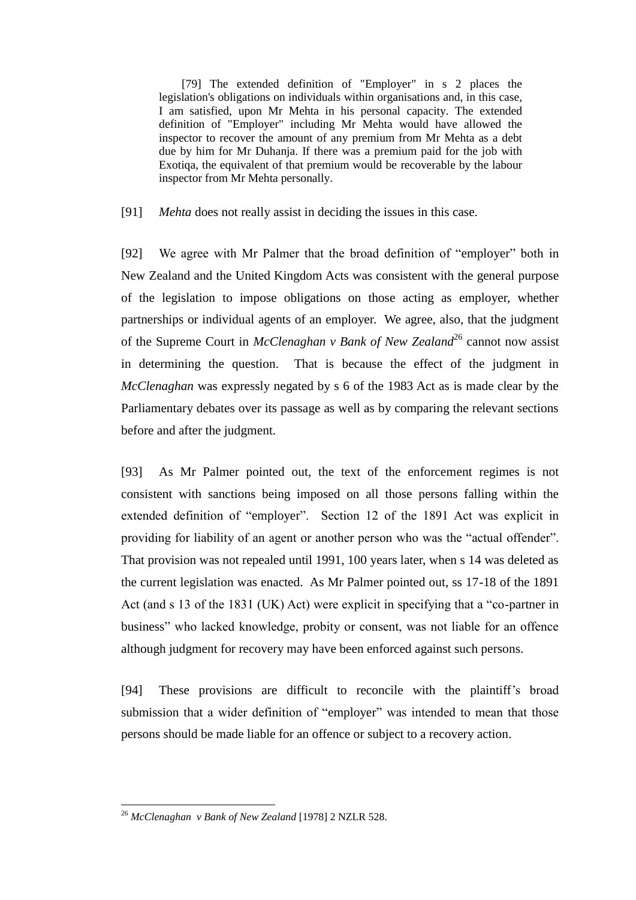> [79] The extended definition of "Employer" in s 2 places the legislation's obligations on individuals within organisations and, in this case, I am satisfied, upon Mr Mehta in his personal capacity. The extended definition of "Employer" including Mr Mehta would have allowed the inspector to recover the amount of any premium from Mr Mehta as a debt due by him for Mr Duhanja. If there was a premium paid for the job with Exotiqa, the equivalent of that premium would be recoverable by the labour inspector from Mr Mehta personally.

[91] *Mehta* does not really assist in deciding the issues in this case.

[92] We agree with Mr Palmer that the broad definition of "employer" both in New Zealand and the United Kingdom Acts was consistent with the general purpose of the legislation to impose obligations on those acting as employer, whether partnerships or individual agents of an employer. We agree, also, that the judgment of the Supreme Court in *McClenaghan v Bank of New Zealand*[26] cannot now assist in determining the question. That is because the effect of the judgment in *McClenaghan* was expressly negated by s 6 of the 1983 Act as is made clear by the Parliamentary debates over its passage as well as by comparing the relevant sections before and after the judgment.

[93] As Mr Palmer pointed out, the text of the enforcement regimes is not consistent with sanctions being imposed on all those persons falling within the extended definition of "employer". Section 12 of the 1891 Act was explicit in providing for liability of an agent or another person who was the "actual offender". That provision was not repealed until 1991, 100 years later, when s 14 was deleted as the current legislation was enacted. As Mr Palmer pointed out, ss 17-18 of the 1891 Act (and s 13 of the 1831 (UK) Act) were explicit in specifying that a "co-partner in business" who lacked knowledge, probity or consent, was not liable for an offence although judgment for recovery may have been enforced against such persons.

[94] These provisions are difficult to reconcile with the plaintiff's broad submission that a wider definition of "employer" was intended to mean that those persons should be made liable for an offence or subject to a recovery action.

---

[26] *McClenaghan v Bank of New Zealand* [1978] 2 NZLR 528.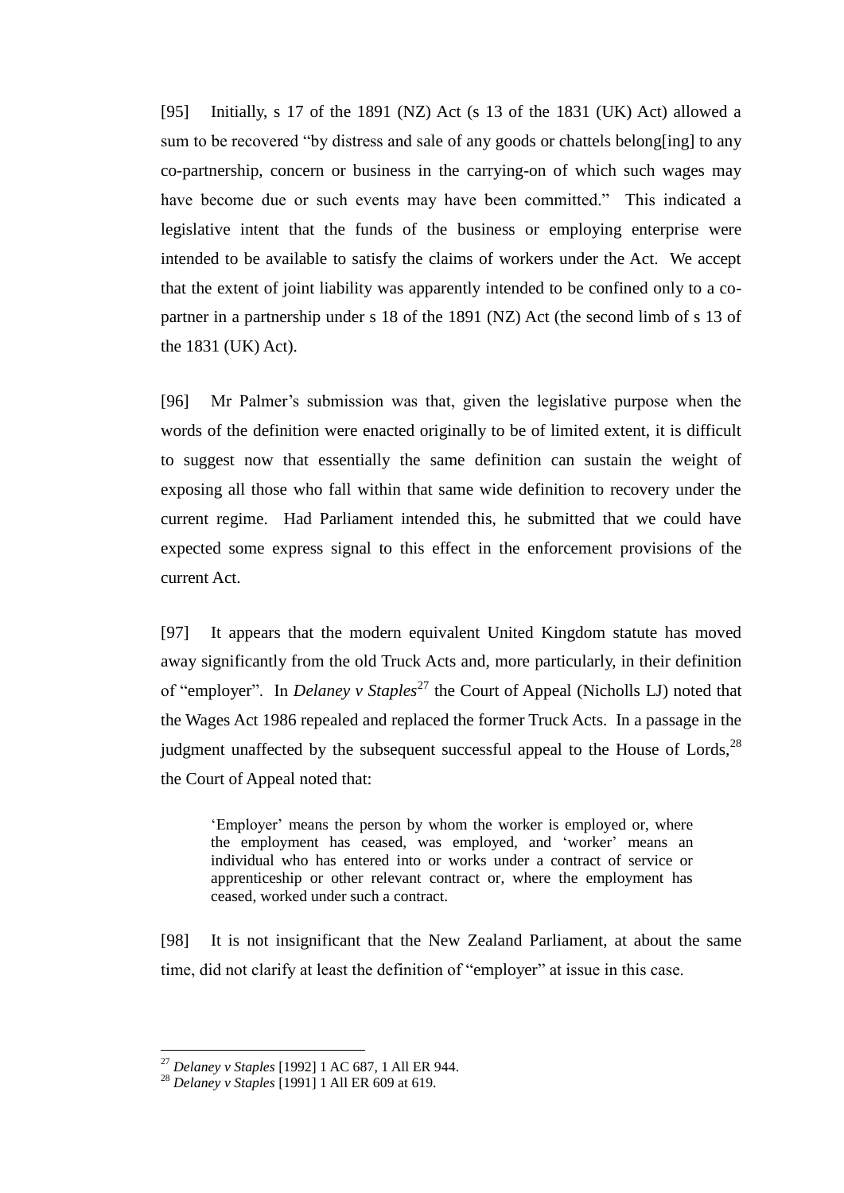[95] Initially, s 17 of the 1891 (NZ) Act (s 13 of the 1831 (UK) Act) allowed a sum to be recovered "by distress and sale of any goods or chattels belong[ing] to any co-partnership, concern or business in the carrying-on of which such wages may have become due or such events may have been committed." This indicated a legislative intent that the funds of the business or employing enterprise were intended to be available to satisfy the claims of workers under the Act. We accept that the extent of joint liability was apparently intended to be confined only to a co-partner in a partnership under s 18 of the 1891 (NZ) Act (the second limb of s 13 of the 1831 (UK) Act).

[96] Mr Palmer's submission was that, given the legislative purpose when the words of the definition were enacted originally to be of limited extent, it is difficult to suggest now that essentially the same definition can sustain the weight of exposing all those who fall within that same wide definition to recovery under the current regime. Had Parliament intended this, he submitted that we could have expected some express signal to this effect in the enforcement provisions of the current Act.

[97] It appears that the modern equivalent United Kingdom statute has moved away significantly from the old Truck Acts and, more particularly, in their definition of "employer". In *Delaney v Staples*[27] the Court of Appeal (Nicholls LJ) noted that the Wages Act 1986 repealed and replaced the former Truck Acts. In a passage in the judgment unaffected by the subsequent successful appeal to the House of Lords,[28] the Court of Appeal noted that:

> 'Employer' means the person by whom the worker is employed or, where the employment has ceased, was employed, and 'worker' means an individual who has entered into or works under a contract of service or apprenticeship or other relevant contract or, where the employment has ceased, worked under such a contract.

[98] It is not insignificant that the New Zealand Parliament, at about the same time, did not clarify at least the definition of "employer" at issue in this case.

---

[27] *Delaney v Staples* [1992] 1 AC 687, 1 All ER 944.

[28] *Delaney v Staples* [1991] 1 All ER 609 at 619.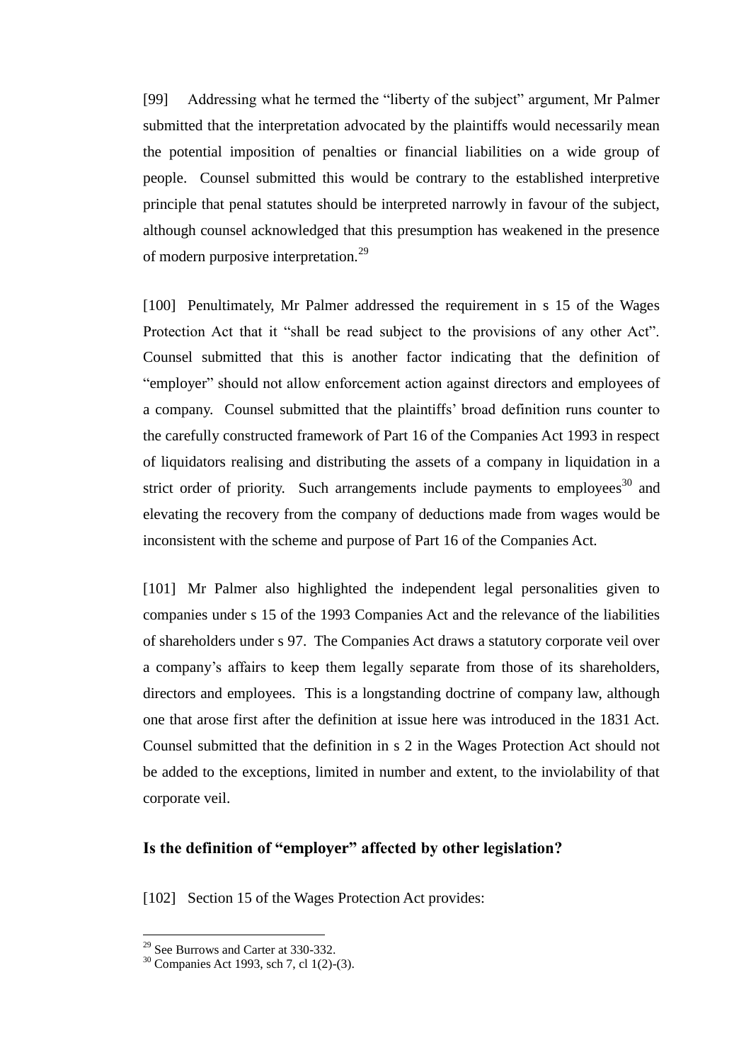[99] Addressing what he termed the "liberty of the subject" argument, Mr Palmer submitted that the interpretation advocated by the plaintiffs would necessarily mean the potential imposition of penalties or financial liabilities on a wide group of people. Counsel submitted this would be contrary to the established interpretive principle that penal statutes should be interpreted narrowly in favour of the subject, although counsel acknowledged that this presumption has weakened in the presence of modern purposive interpretation.[29]

[100] Penultimately, Mr Palmer addressed the requirement in s 15 of the Wages Protection Act that it "shall be read subject to the provisions of any other Act". Counsel submitted that this is another factor indicating that the definition of "employer" should not allow enforcement action against directors and employees of a company. Counsel submitted that the plaintiffs' broad definition runs counter to the carefully constructed framework of Part 16 of the Companies Act 1993 in respect of liquidators realising and distributing the assets of a company in liquidation in a strict order of priority. Such arrangements include payments to employees[30] and elevating the recovery from the company of deductions made from wages would be inconsistent with the scheme and purpose of Part 16 of the Companies Act.

[101] Mr Palmer also highlighted the independent legal personalities given to companies under s 15 of the 1993 Companies Act and the relevance of the liabilities of shareholders under s 97. The Companies Act draws a statutory corporate veil over a company's affairs to keep them legally separate from those of its shareholders, directors and employees. This is a longstanding doctrine of company law, although one that arose first after the definition at issue here was introduced in the 1831 Act. Counsel submitted that the definition in s 2 in the Wages Protection Act should not be added to the exceptions, limited in number and extent, to the inviolability of that corporate veil.

## Is the definition of "employer" affected by other legislation?

[102] Section 15 of the Wages Protection Act provides:

---

[29] See Burrows and Carter at 330-332.

[30] Companies Act 1993, sch 7, cl 1(2)-(3).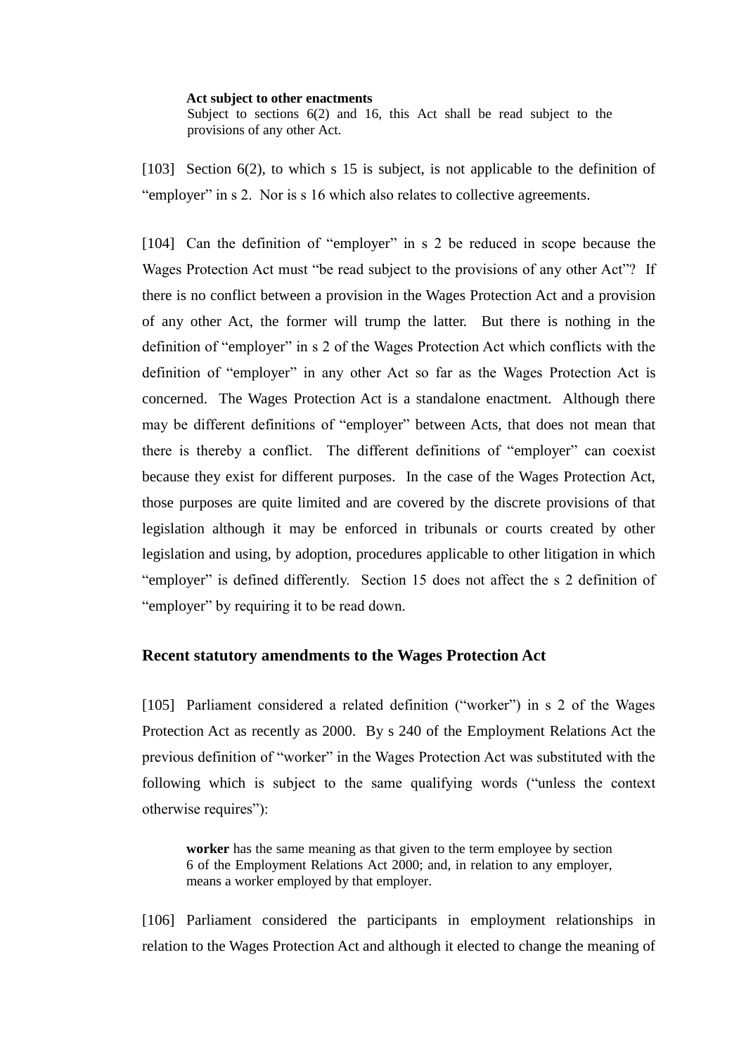> **Act subject to other enactments**
> Subject to sections 6(2) and 16, this Act shall be read subject to the provisions of any other Act.

[103] Section 6(2), to which s 15 is subject, is not applicable to the definition of "employer" in s 2. Nor is s 16 which also relates to collective agreements.

[104] Can the definition of "employer" in s 2 be reduced in scope because the Wages Protection Act must "be read subject to the provisions of any other Act"? If there is no conflict between a provision in the Wages Protection Act and a provision of any other Act, the former will trump the latter. But there is nothing in the definition of "employer" in s 2 of the Wages Protection Act which conflicts with the definition of "employer" in any other Act so far as the Wages Protection Act is concerned. The Wages Protection Act is a standalone enactment. Although there may be different definitions of "employer" between Acts, that does not mean that there is thereby a conflict. The different definitions of "employer" can coexist because they exist for different purposes. In the case of the Wages Protection Act, those purposes are quite limited and are covered by the discrete provisions of that legislation although it may be enforced in tribunals or courts created by other legislation and using, by adoption, procedures applicable to other litigation in which "employer" is defined differently. Section 15 does not affect the s 2 definition of "employer" by requiring it to be read down.

## Recent statutory amendments to the Wages Protection Act

[105] Parliament considered a related definition ("worker") in s 2 of the Wages Protection Act as recently as 2000. By s 240 of the Employment Relations Act the previous definition of "worker" in the Wages Protection Act was substituted with the following which is subject to the same qualifying words ("unless the context otherwise requires"):

> **worker** has the same meaning as that given to the term employee by section 6 of the Employment Relations Act 2000; and, in relation to any employer, means a worker employed by that employer.

[106] Parliament considered the participants in employment relationships in relation to the Wages Protection Act and although it elected to change the meaning of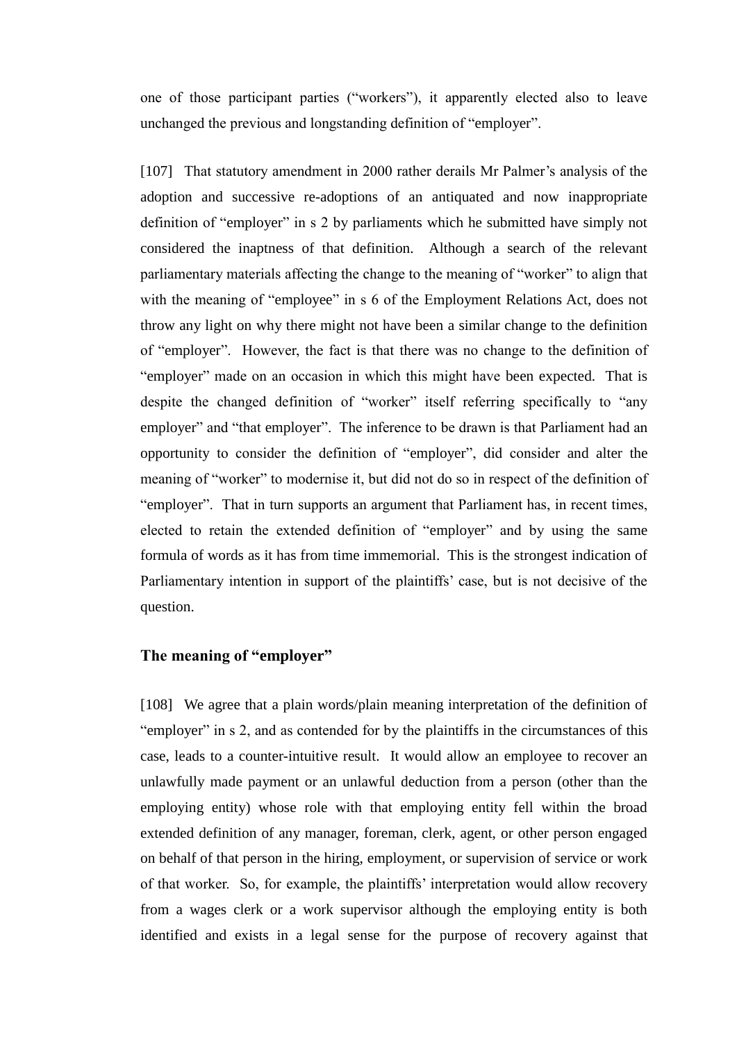one of those participant parties ("workers"), it apparently elected also to leave unchanged the previous and longstanding definition of "employer".

[107] That statutory amendment in 2000 rather derails Mr Palmer's analysis of the adoption and successive re-adoptions of an antiquated and now inappropriate definition of "employer" in s 2 by parliaments which he submitted have simply not considered the inaptness of that definition. Although a search of the relevant parliamentary materials affecting the change to the meaning of "worker" to align that with the meaning of "employee" in s 6 of the Employment Relations Act, does not throw any light on why there might not have been a similar change to the definition of "employer". However, the fact is that there was no change to the definition of "employer" made on an occasion in which this might have been expected. That is despite the changed definition of "worker" itself referring specifically to "any employer" and "that employer". The inference to be drawn is that Parliament had an opportunity to consider the definition of "employer", did consider and alter the meaning of "worker" to modernise it, but did not do so in respect of the definition of "employer". That in turn supports an argument that Parliament has, in recent times, elected to retain the extended definition of "employer" and by using the same formula of words as it has from time immemorial. This is the strongest indication of Parliamentary intention in support of the plaintiffs' case, but is not decisive of the question.

## The meaning of "employer"

[108] We agree that a plain words/plain meaning interpretation of the definition of "employer" in s 2, and as contended for by the plaintiffs in the circumstances of this case, leads to a counter-intuitive result. It would allow an employee to recover an unlawfully made payment or an unlawful deduction from a person (other than the employing entity) whose role with that employing entity fell within the broad extended definition of any manager, foreman, clerk, agent, or other person engaged on behalf of that person in the hiring, employment, or supervision of service or work of that worker. So, for example, the plaintiffs' interpretation would allow recovery from a wages clerk or a work supervisor although the employing entity is both identified and exists in a legal sense for the purpose of recovery against that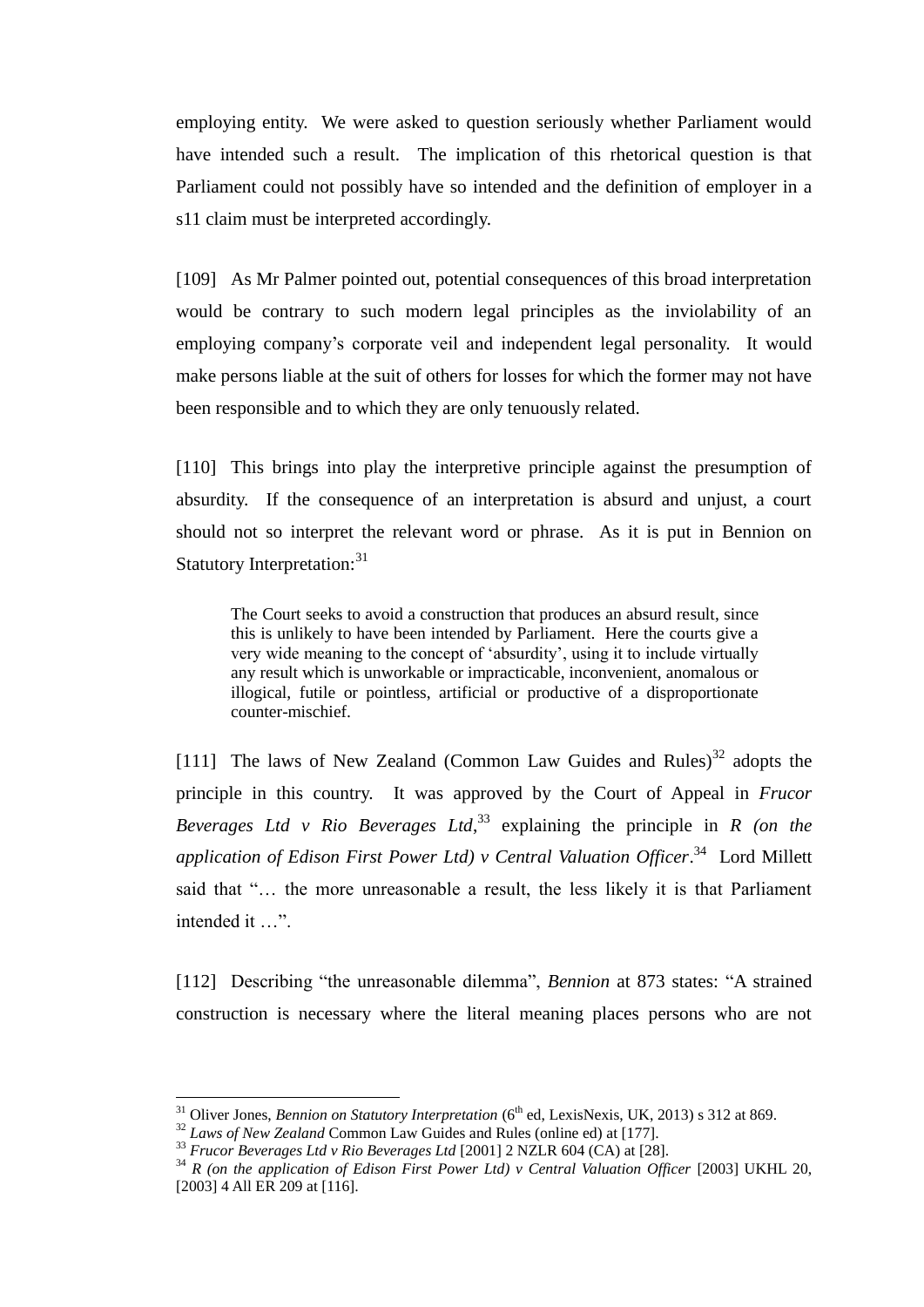employing entity. We were asked to question seriously whether Parliament would have intended such a result. The implication of this rhetorical question is that Parliament could not possibly have so intended and the definition of employer in a s11 claim must be interpreted accordingly.

[109] As Mr Palmer pointed out, potential consequences of this broad interpretation would be contrary to such modern legal principles as the inviolability of an employing company's corporate veil and independent legal personality. It would make persons liable at the suit of others for losses for which the former may not have been responsible and to which they are only tenuously related.

[110] This brings into play the interpretive principle against the presumption of absurdity. If the consequence of an interpretation is absurd and unjust, a court should not so interpret the relevant word or phrase. As it is put in Bennion on Statutory Interpretation:[31]

> The Court seeks to avoid a construction that produces an absurd result, since this is unlikely to have been intended by Parliament. Here the courts give a very wide meaning to the concept of 'absurdity', using it to include virtually any result which is unworkable or impracticable, inconvenient, anomalous or illogical, futile or pointless, artificial or productive of a disproportionate counter-mischief.

[111] The laws of New Zealand (Common Law Guides and Rules)[32] adopts the principle in this country. It was approved by the Court of Appeal in *Frucor Beverages Ltd v Rio Beverages Ltd*,[33] explaining the principle in *R (on the application of Edison First Power Ltd) v Central Valuation Officer*.[34] Lord Millett said that "… the more unreasonable a result, the less likely it is that Parliament intended it …".

[112] Describing "the unreasonable dilemma", *Bennion* at 873 states: "A strained construction is necessary where the literal meaning places persons who are not

---

[31] Oliver Jones, *Bennion on Statutory Interpretation* (6th ed, LexisNexis, UK, 2013) s 312 at 869.

[32] *Laws of New Zealand* Common Law Guides and Rules (online ed) at [177].

[33] *Frucor Beverages Ltd v Rio Beverages Ltd* [2001] 2 NZLR 604 (CA) at [28].

[34] *R (on the application of Edison First Power Ltd) v Central Valuation Officer* [2003] UKHL 20, [2003] 4 All ER 209 at [116].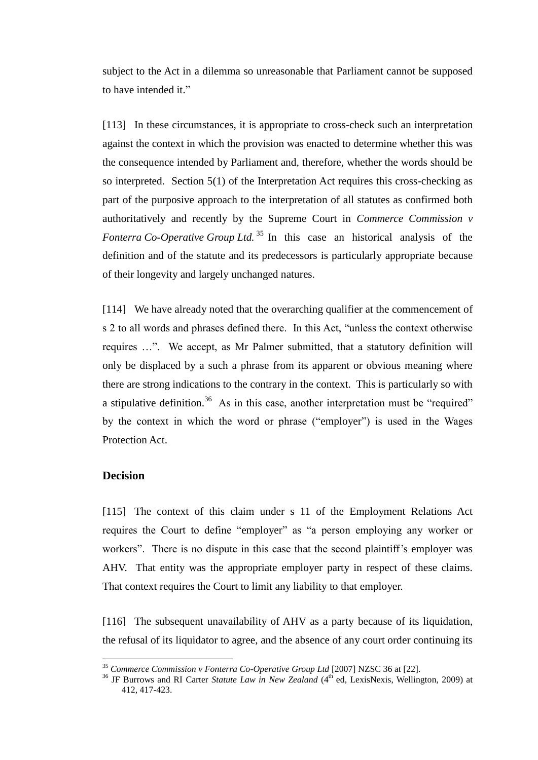subject to the Act in a dilemma so unreasonable that Parliament cannot be supposed to have intended it."

[113] In these circumstances, it is appropriate to cross-check such an interpretation against the context in which the provision was enacted to determine whether this was the consequence intended by Parliament and, therefore, whether the words should be so interpreted. Section 5(1) of the Interpretation Act requires this cross-checking as part of the purposive approach to the interpretation of all statutes as confirmed both authoritatively and recently by the Supreme Court in *Commerce Commission v Fonterra Co-Operative Group Ltd.*[35] In this case an historical analysis of the definition and of the statute and its predecessors is particularly appropriate because of their longevity and largely unchanged natures.

[114] We have already noted that the overarching qualifier at the commencement of s 2 to all words and phrases defined there. In this Act, "unless the context otherwise requires …". We accept, as Mr Palmer submitted, that a statutory definition will only be displaced by a such a phrase from its apparent or obvious meaning where there are strong indications to the contrary in the context. This is particularly so with a stipulative definition.[36] As in this case, another interpretation must be "required" by the context in which the word or phrase ("employer") is used in the Wages Protection Act.

## Decision

[115] The context of this claim under s 11 of the Employment Relations Act requires the Court to define "employer" as "a person employing any worker or workers". There is no dispute in this case that the second plaintiff's employer was AHV. That entity was the appropriate employer party in respect of these claims. That context requires the Court to limit any liability to that employer.

[116] The subsequent unavailability of AHV as a party because of its liquidation, the refusal of its liquidator to agree, and the absence of any court order continuing its

---

[35] *Commerce Commission v Fonterra Co-Operative Group Ltd* [2007] NZSC 36 at [22].

[36] JF Burrows and RI Carter *Statute Law in New Zealand* (4th ed, LexisNexis, Wellington, 2009) at 412, 417-423.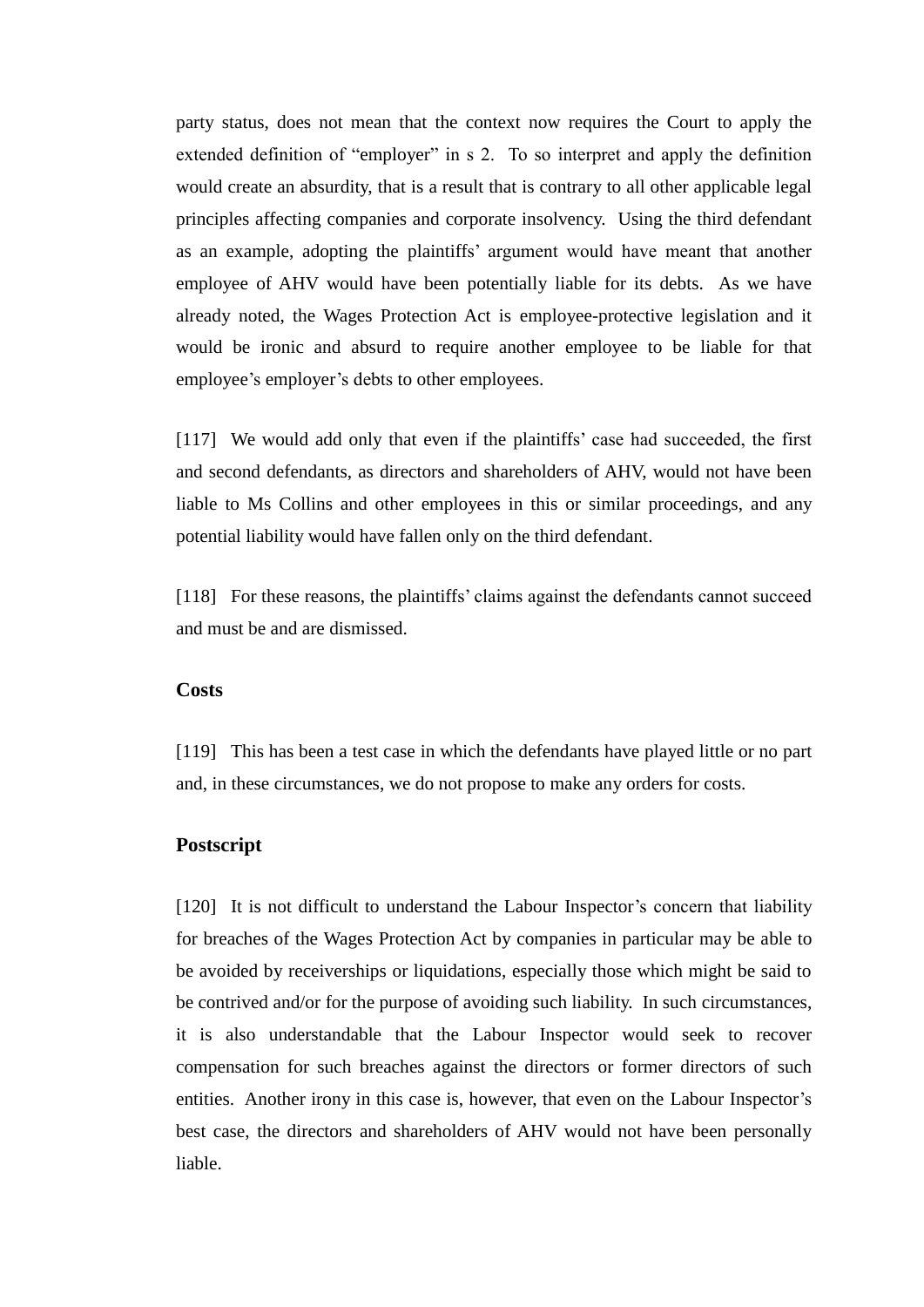party status, does not mean that the context now requires the Court to apply the extended definition of "employer" in s 2. To so interpret and apply the definition would create an absurdity, that is a result that is contrary to all other applicable legal principles affecting companies and corporate insolvency. Using the third defendant as an example, adopting the plaintiffs' argument would have meant that another employee of AHV would have been potentially liable for its debts. As we have already noted, the Wages Protection Act is employee-protective legislation and it would be ironic and absurd to require another employee to be liable for that employee's employer's debts to other employees.

[117] We would add only that even if the plaintiffs' case had succeeded, the first and second defendants, as directors and shareholders of AHV, would not have been liable to Ms Collins and other employees in this or similar proceedings, and any potential liability would have fallen only on the third defendant.

[118] For these reasons, the plaintiffs' claims against the defendants cannot succeed and must be and are dismissed.

## Costs

[119] This has been a test case in which the defendants have played little or no part and, in these circumstances, we do not propose to make any orders for costs.

## Postscript

[120] It is not difficult to understand the Labour Inspector's concern that liability for breaches of the Wages Protection Act by companies in particular may be able to be avoided by receiverships or liquidations, especially those which might be said to be contrived and/or for the purpose of avoiding such liability. In such circumstances, it is also understandable that the Labour Inspector would seek to recover compensation for such breaches against the directors or former directors of such entities. Another irony in this case is, however, that even on the Labour Inspector's best case, the directors and shareholders of AHV would not have been personally liable.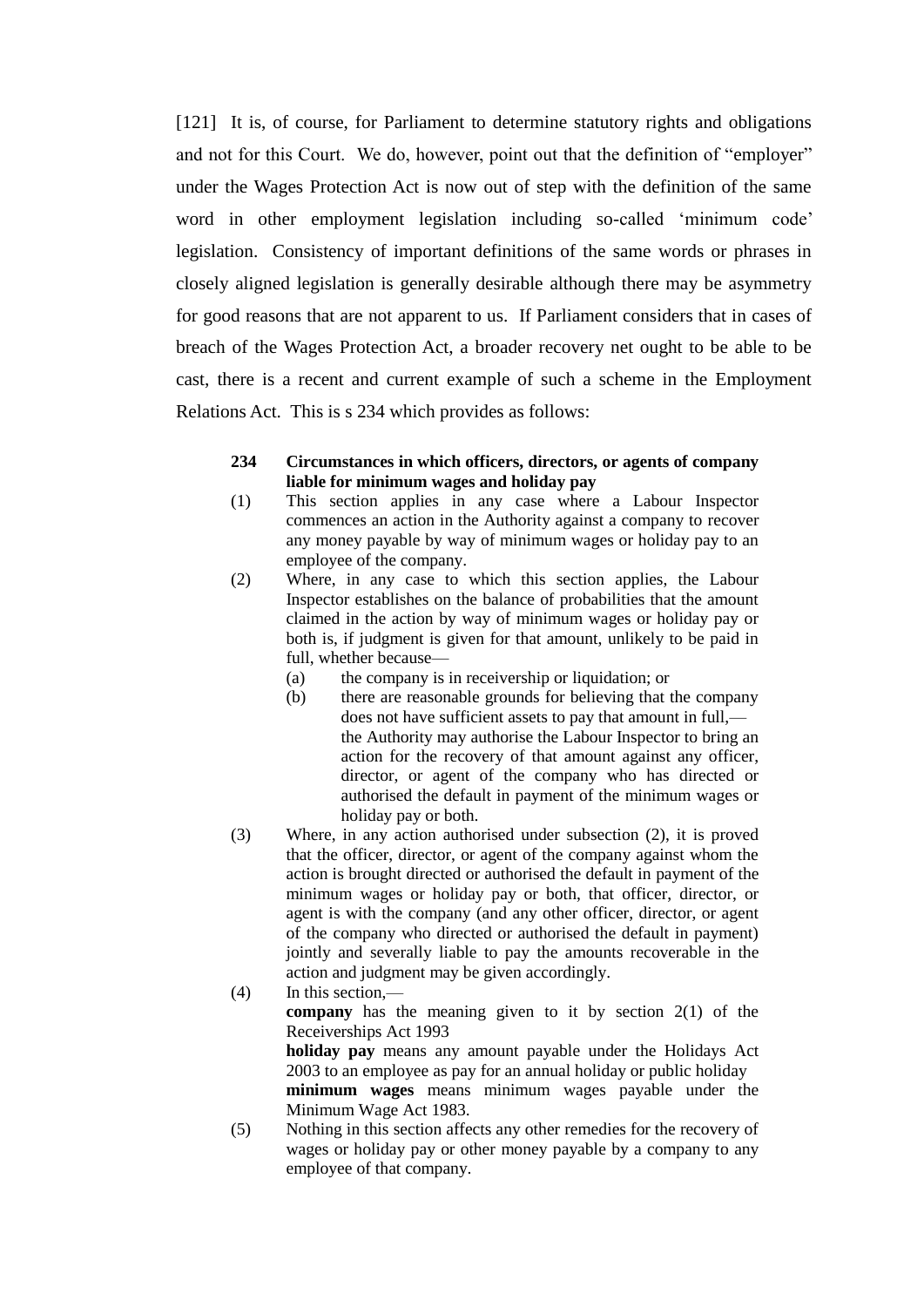[121] It is, of course, for Parliament to determine statutory rights and obligations and not for this Court. We do, however, point out that the definition of "employer" under the Wages Protection Act is now out of step with the definition of the same word in other employment legislation including so-called 'minimum code' legislation. Consistency of important definitions of the same words or phrases in closely aligned legislation is generally desirable although there may be asymmetry for good reasons that are not apparent to us. If Parliament considers that in cases of breach of the Wages Protection Act, a broader recovery net ought to be able to be cast, there is a recent and current example of such a scheme in the Employment Relations Act. This is s 234 which provides as follows:

> **234 Circumstances in which officers, directors, or agents of company liable for minimum wages and holiday pay**
>
> (1) This section applies in any case where a Labour Inspector commences an action in the Authority against a company to recover any money payable by way of minimum wages or holiday pay to an employee of the company.
>
> (2) Where, in any case to which this section applies, the Labour Inspector establishes on the balance of probabilities that the amount claimed in the action by way of minimum wages or holiday pay or both is, if judgment is given for that amount, unlikely to be paid in full, whether because—
>
> (a) the company is in receivership or liquidation; or
>
> (b) there are reasonable grounds for believing that the company does not have sufficient assets to pay that amount in full,—
>
> the Authority may authorise the Labour Inspector to bring an action for the recovery of that amount against any officer, director, or agent of the company who has directed or authorised the default in payment of the minimum wages or holiday pay or both.
>
> (3) Where, in any action authorised under subsection (2), it is proved that the officer, director, or agent of the company against whom the action is brought directed or authorised the default in payment of the minimum wages or holiday pay or both, that officer, director, or agent is with the company (and any other officer, director, or agent of the company who directed or authorised the default in payment) jointly and severally liable to pay the amounts recoverable in the action and judgment may be given accordingly.
>
> (4) In this section,—
>
> **company** has the meaning given to it by section 2(1) of the Receiverships Act 1993
>
> **holiday pay** means any amount payable under the Holidays Act 2003 to an employee as pay for an annual holiday or public holiday
>
> **minimum wages** means minimum wages payable under the Minimum Wage Act 1983.
>
> (5) Nothing in this section affects any other remedies for the recovery of wages or holiday pay or other money payable by a company to any employee of that company.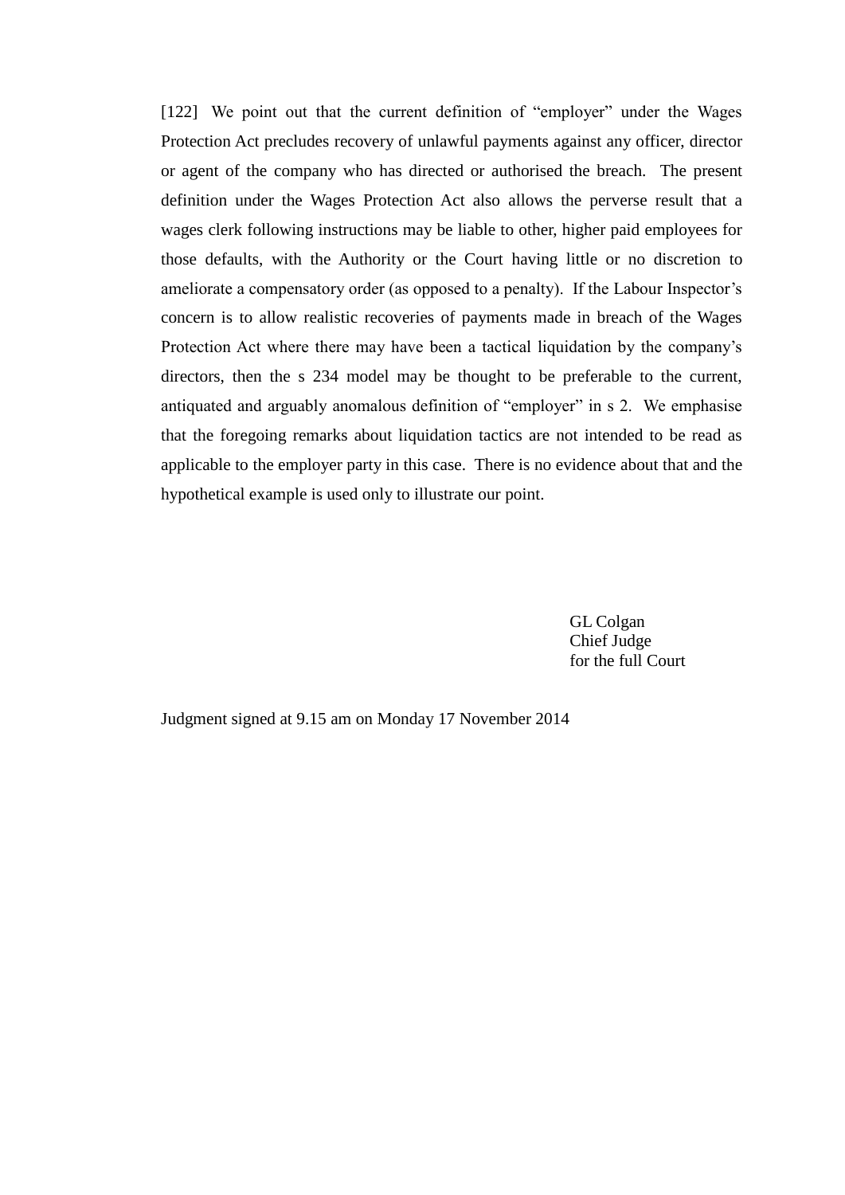[122] We point out that the current definition of "employer" under the Wages Protection Act precludes recovery of unlawful payments against any officer, director or agent of the company who has directed or authorised the breach. The present definition under the Wages Protection Act also allows the perverse result that a wages clerk following instructions may be liable to other, higher paid employees for those defaults, with the Authority or the Court having little or no discretion to ameliorate a compensatory order (as opposed to a penalty). If the Labour Inspector's concern is to allow realistic recoveries of payments made in breach of the Wages Protection Act where there may have been a tactical liquidation by the company's directors, then the s 234 model may be thought to be preferable to the current, antiquated and arguably anomalous definition of "employer" in s 2. We emphasise that the foregoing remarks about liquidation tactics are not intended to be read as applicable to the employer party in this case. There is no evidence about that and the hypothetical example is used only to illustrate our point.

GL Colgan
Chief Judge
for the full Court

Judgment signed at 9.15 am on Monday 17 November 2014